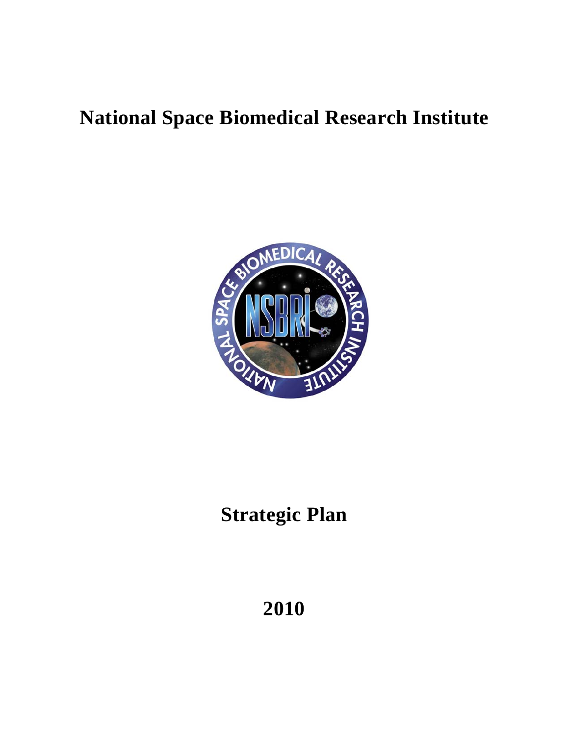# National Space Biomedical Research Institute

# Strategic Plan

# 2010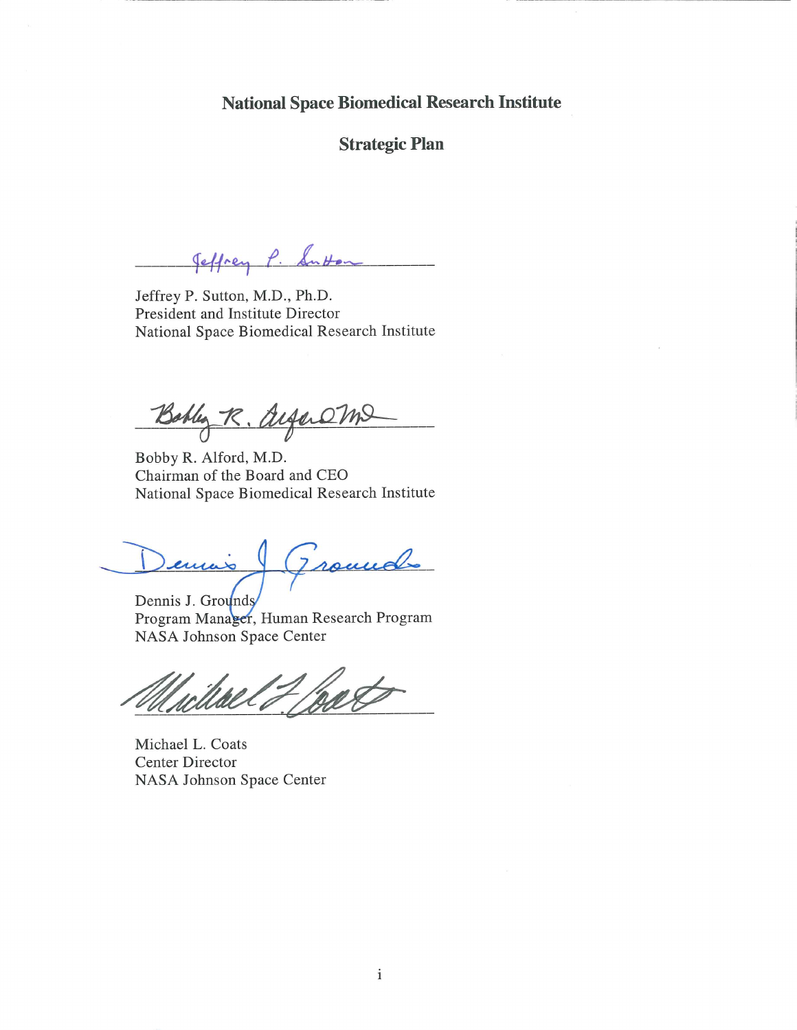# National Space Biomedical Research Institute

## Strategic Plan

Jeffrey P. Sutton, M.D., Ph.D.
President and Institute Director
National Space Biomedical Research Institute

Bobby R. Alford, M.D.
Chairman of the Board and CEO
National Space Biomedical Research Institute

Dennis J. Grounds
Program Manager, Human Research Program
NASA Johnson Space Center

Michael L. Coats
Center Director
NASA Johnson Space Center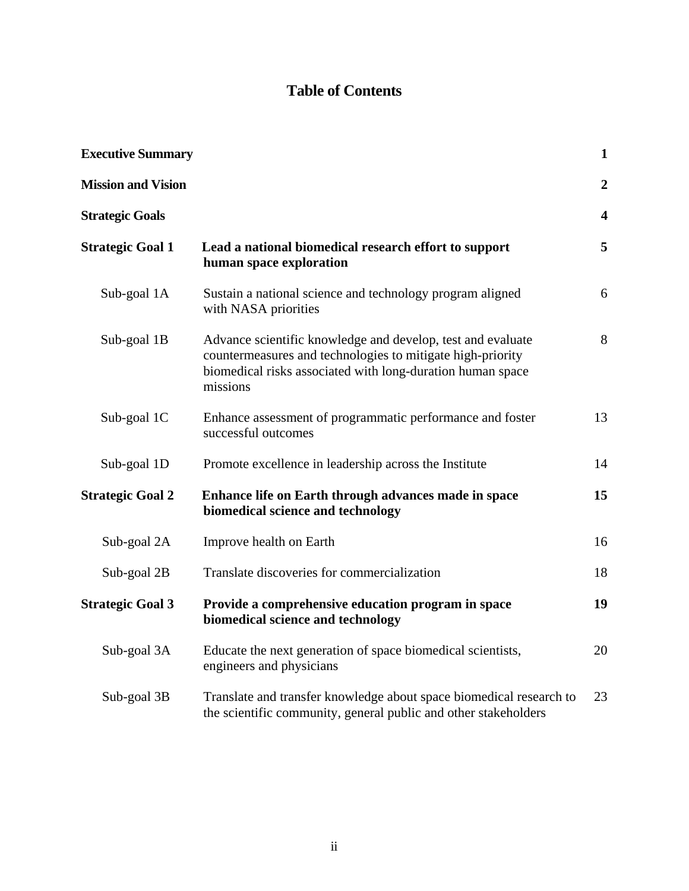# Table of Contents

| | | |
|---|---|---|
| **Executive Summary** | | **1** |
| **Mission and Vision** | | **2** |
| **Strategic Goals** | | **4** |
| **Strategic Goal 1** | **Lead a national biomedical research effort to support human space exploration** | **5** |
| Sub-goal 1A | Sustain a national science and technology program aligned with NASA priorities | 6 |
| Sub-goal 1B | Advance scientific knowledge and develop, test and evaluate countermeasures and technologies to mitigate high-priority biomedical risks associated with long-duration human space missions | 8 |
| Sub-goal 1C | Enhance assessment of programmatic performance and foster successful outcomes | 13 |
| Sub-goal 1D | Promote excellence in leadership across the Institute | 14 |
| **Strategic Goal 2** | **Enhance life on Earth through advances made in space biomedical science and technology** | **15** |
| Sub-goal 2A | Improve health on Earth | 16 |
| Sub-goal 2B | Translate discoveries for commercialization | 18 |
| **Strategic Goal 3** | **Provide a comprehensive education program in space biomedical science and technology** | **19** |
| Sub-goal 3A | Educate the next generation of space biomedical scientists, engineers and physicians | 20 |
| Sub-goal 3B | Translate and transfer knowledge about space biomedical research to the scientific community, general public and other stakeholders | 23 |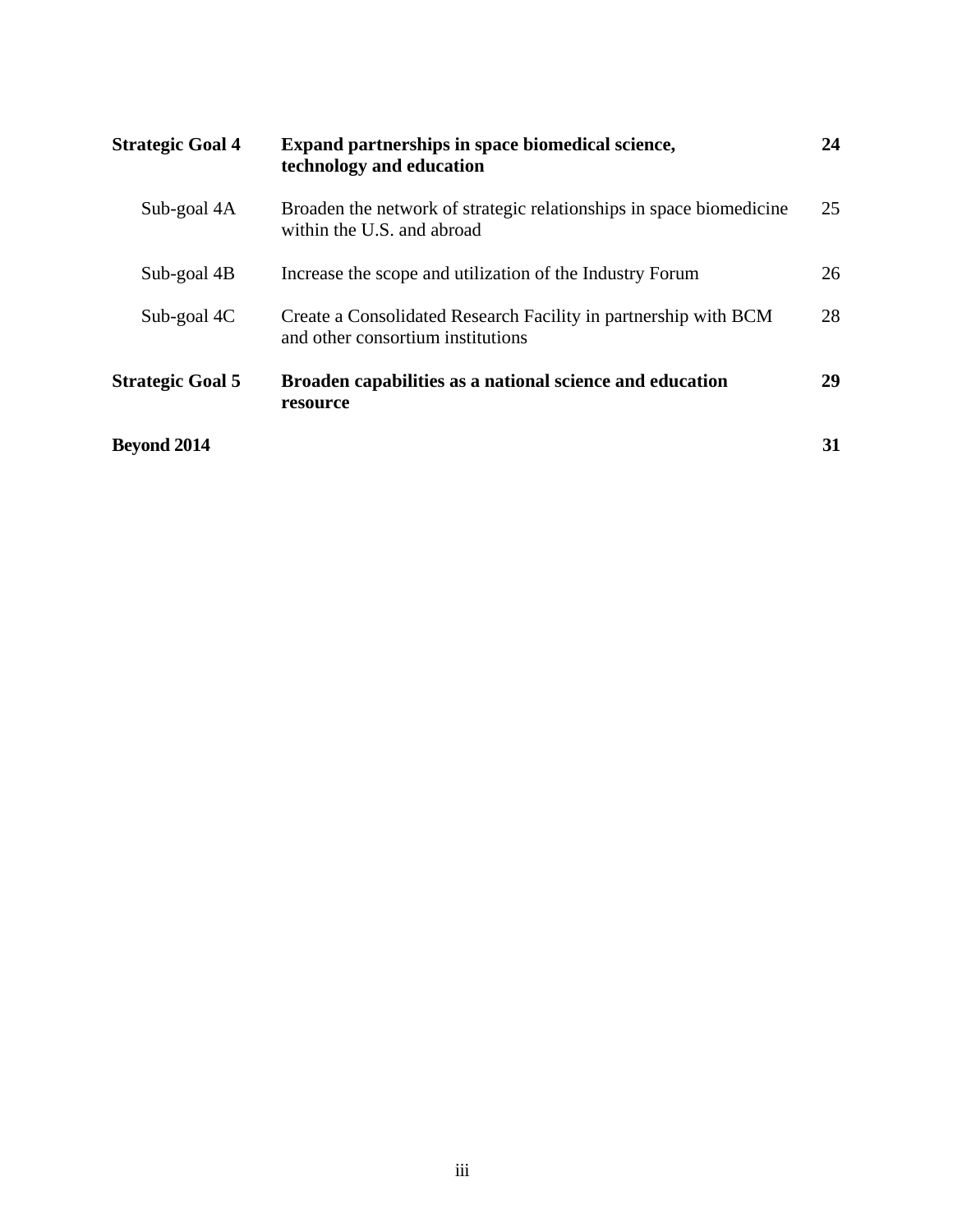| | | |
|---|---|---|
| **Strategic Goal 4** | **Expand partnerships in space biomedical science, technology and education** | **24** |
| Sub-goal 4A | Broaden the network of strategic relationships in space biomedicine within the U.S. and abroad | 25 |
| Sub-goal 4B | Increase the scope and utilization of the Industry Forum | 26 |
| Sub-goal 4C | Create a Consolidated Research Facility in partnership with BCM and other consortium institutions | 28 |
| **Strategic Goal 5** | **Broaden capabilities as a national science and education resource** | **29** |
| **Beyond 2014** | | **31** |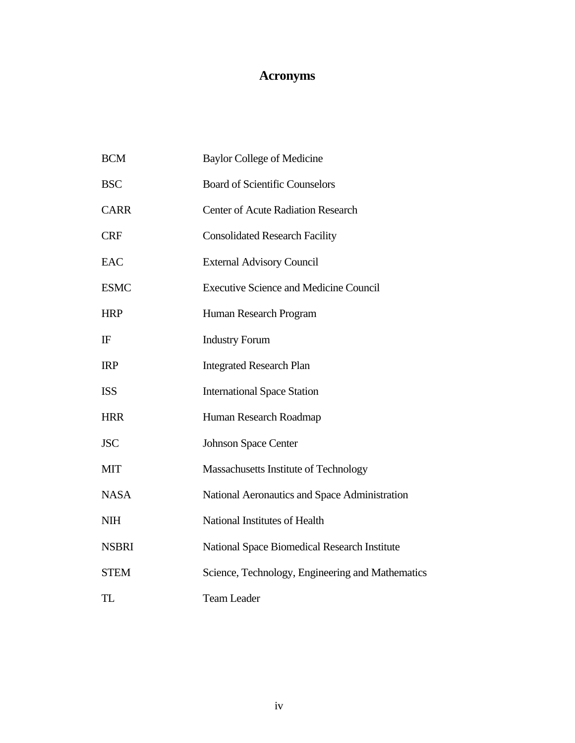# Acronyms

| | |
|---|---|
| BCM | Baylor College of Medicine |
| BSC | Board of Scientific Counselors |
| CARR | Center of Acute Radiation Research |
| CRF | Consolidated Research Facility |
| EAC | External Advisory Council |
| ESMC | Executive Science and Medicine Council |
| HRP | Human Research Program |
| IF | Industry Forum |
| IRP | Integrated Research Plan |
| ISS | International Space Station |
| HRR | Human Research Roadmap |
| JSC | Johnson Space Center |
| MIT | Massachusetts Institute of Technology |
| NASA | National Aeronautics and Space Administration |
| NIH | National Institutes of Health |
| NSBRI | National Space Biomedical Research Institute |
| STEM | Science, Technology, Engineering and Mathematics |
| TL | Team Leader |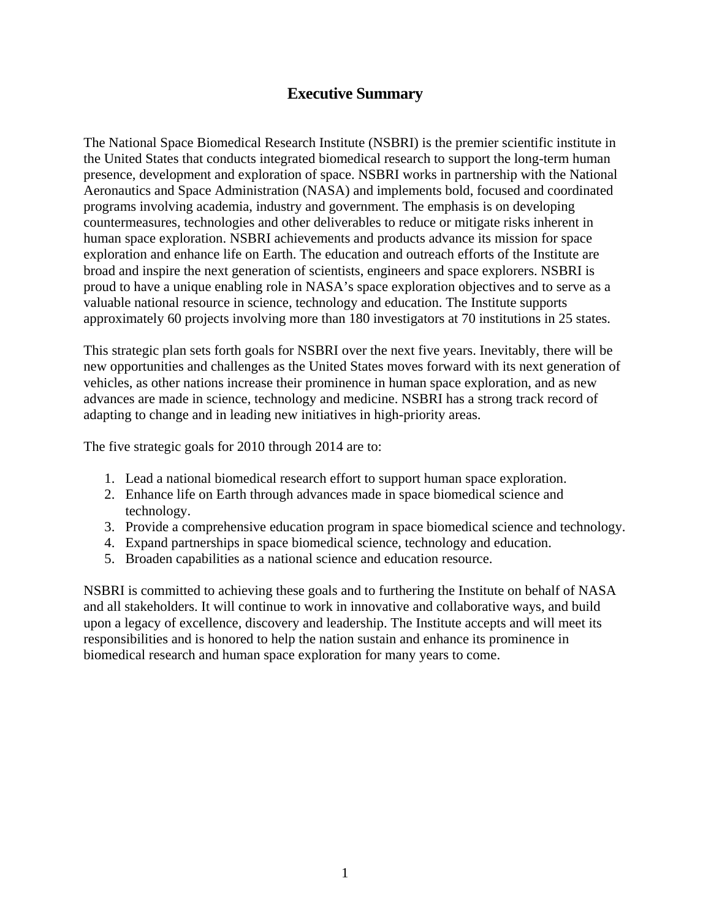# Executive Summary

The National Space Biomedical Research Institute (NSBRI) is the premier scientific institute in the United States that conducts integrated biomedical research to support the long-term human presence, development and exploration of space. NSBRI works in partnership with the National Aeronautics and Space Administration (NASA) and implements bold, focused and coordinated programs involving academia, industry and government. The emphasis is on developing countermeasures, technologies and other deliverables to reduce or mitigate risks inherent in human space exploration. NSBRI achievements and products advance its mission for space exploration and enhance life on Earth. The education and outreach efforts of the Institute are broad and inspire the next generation of scientists, engineers and space explorers. NSBRI is proud to have a unique enabling role in NASA's space exploration objectives and to serve as a valuable national resource in science, technology and education. The Institute supports approximately 60 projects involving more than 180 investigators at 70 institutions in 25 states.

This strategic plan sets forth goals for NSBRI over the next five years. Inevitably, there will be new opportunities and challenges as the United States moves forward with its next generation of vehicles, as other nations increase their prominence in human space exploration, and as new advances are made in science, technology and medicine. NSBRI has a strong track record of adapting to change and in leading new initiatives in high-priority areas.

The five strategic goals for 2010 through 2014 are to:

1. Lead a national biomedical research effort to support human space exploration.
2. Enhance life on Earth through advances made in space biomedical science and technology.
3. Provide a comprehensive education program in space biomedical science and technology.
4. Expand partnerships in space biomedical science, technology and education.
5. Broaden capabilities as a national science and education resource.

NSBRI is committed to achieving these goals and to furthering the Institute on behalf of NASA and all stakeholders. It will continue to work in innovative and collaborative ways, and build upon a legacy of excellence, discovery and leadership. The Institute accepts and will meet its responsibilities and is honored to help the nation sustain and enhance its prominence in biomedical research and human space exploration for many years to come.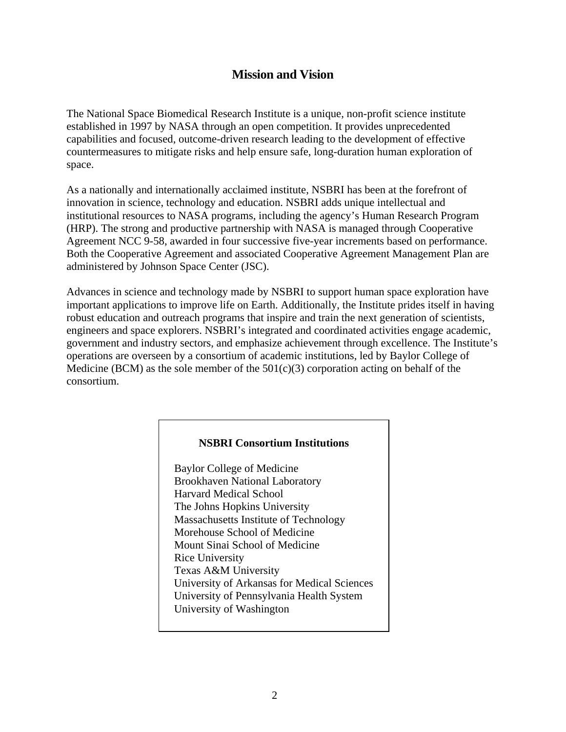## Mission and Vision

The National Space Biomedical Research Institute is a unique, non-profit science institute established in 1997 by NASA through an open competition. It provides unprecedented capabilities and focused, outcome-driven research leading to the development of effective countermeasures to mitigate risks and help ensure safe, long-duration human exploration of space.

As a nationally and internationally acclaimed institute, NSBRI has been at the forefront of innovation in science, technology and education. NSBRI adds unique intellectual and institutional resources to NASA programs, including the agency's Human Research Program (HRP). The strong and productive partnership with NASA is managed through Cooperative Agreement NCC 9-58, awarded in four successive five-year increments based on performance. Both the Cooperative Agreement and associated Cooperative Agreement Management Plan are administered by Johnson Space Center (JSC).

Advances in science and technology made by NSBRI to support human space exploration have important applications to improve life on Earth. Additionally, the Institute prides itself in having robust education and outreach programs that inspire and train the next generation of scientists, engineers and space explorers. NSBRI's integrated and coordinated activities engage academic, government and industry sectors, and emphasize achievement through excellence. The Institute's operations are overseen by a consortium of academic institutions, led by Baylor College of Medicine (BCM) as the sole member of the 501(c)(3) corporation acting on behalf of the consortium.

**NSBRI Consortium Institutions**

Baylor College of Medicine
Brookhaven National Laboratory
Harvard Medical School
The Johns Hopkins University
Massachusetts Institute of Technology
Morehouse School of Medicine
Mount Sinai School of Medicine
Rice University
Texas A&M University
University of Arkansas for Medical Sciences
University of Pennsylvania Health System
University of Washington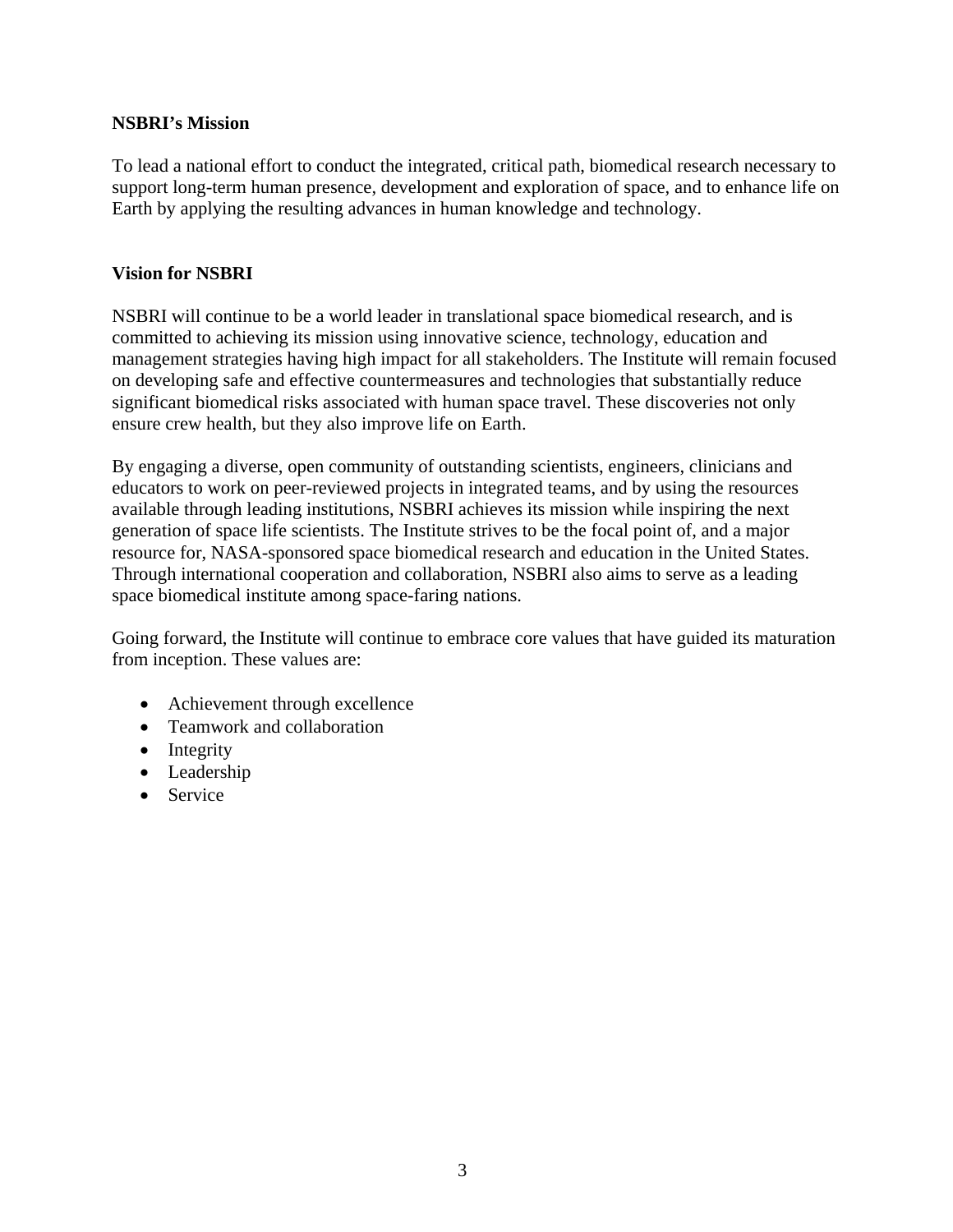**NSBRI's Mission**

To lead a national effort to conduct the integrated, critical path, biomedical research necessary to support long-term human presence, development and exploration of space, and to enhance life on Earth by applying the resulting advances in human knowledge and technology.

**Vision for NSBRI**

NSBRI will continue to be a world leader in translational space biomedical research, and is committed to achieving its mission using innovative science, technology, education and management strategies having high impact for all stakeholders. The Institute will remain focused on developing safe and effective countermeasures and technologies that substantially reduce significant biomedical risks associated with human space travel. These discoveries not only ensure crew health, but they also improve life on Earth.

By engaging a diverse, open community of outstanding scientists, engineers, clinicians and educators to work on peer-reviewed projects in integrated teams, and by using the resources available through leading institutions, NSBRI achieves its mission while inspiring the next generation of space life scientists. The Institute strives to be the focal point of, and a major resource for, NASA-sponsored space biomedical research and education in the United States. Through international cooperation and collaboration, NSBRI also aims to serve as a leading space biomedical institute among space-faring nations.

Going forward, the Institute will continue to embrace core values that have guided its maturation from inception. These values are:

- Achievement through excellence
- Teamwork and collaboration
- Integrity
- Leadership
- Service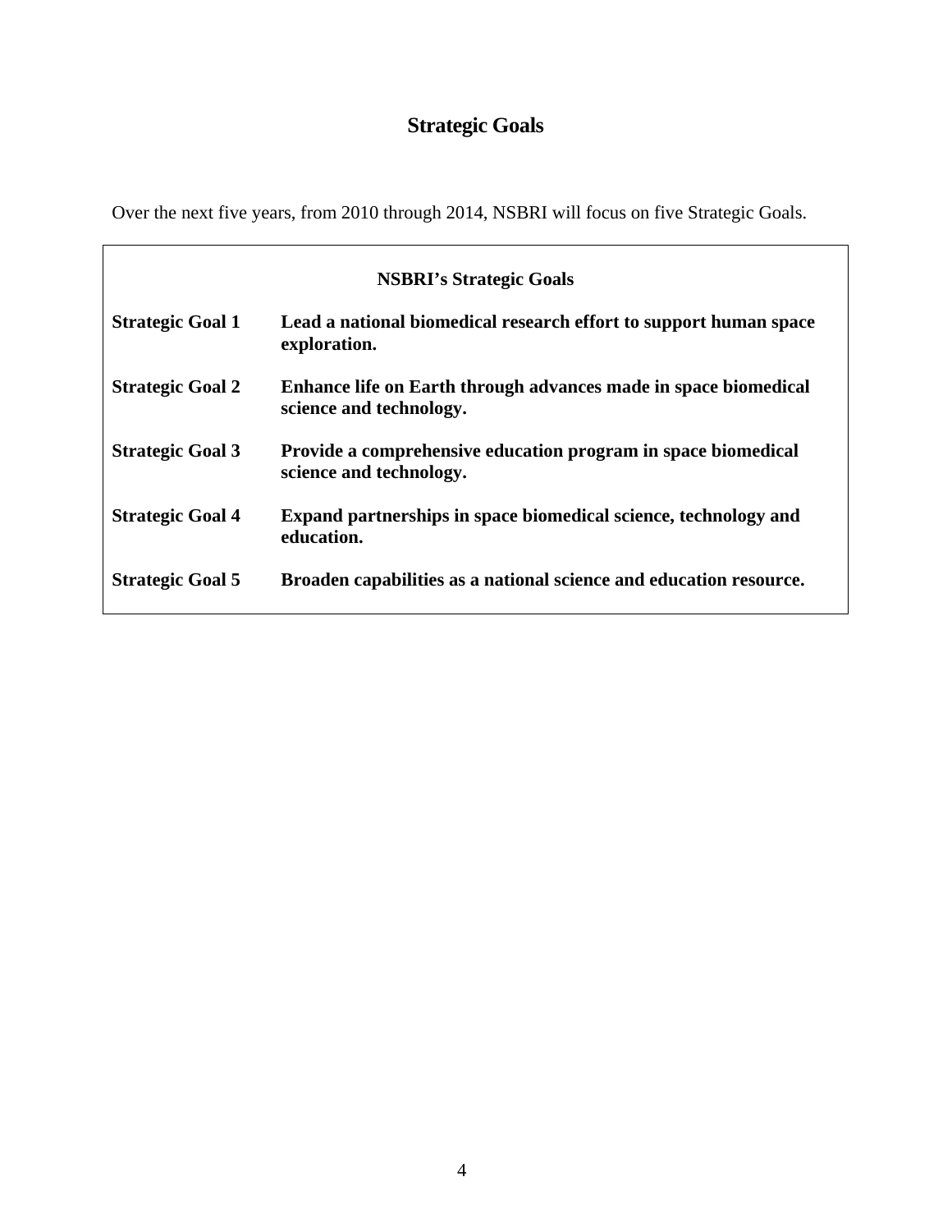# Strategic Goals

Over the next five years, from 2010 through 2014, NSBRI will focus on five Strategic Goals.

| NSBRI's Strategic Goals | |
|---|---|
| **Strategic Goal 1** | **Lead a national biomedical research effort to support human space exploration.** |
| **Strategic Goal 2** | **Enhance life on Earth through advances made in space biomedical science and technology.** |
| **Strategic Goal 3** | **Provide a comprehensive education program in space biomedical science and technology.** |
| **Strategic Goal 4** | **Expand partnerships in space biomedical science, technology and education.** |
| **Strategic Goal 5** | **Broaden capabilities as a national science and education resource.** |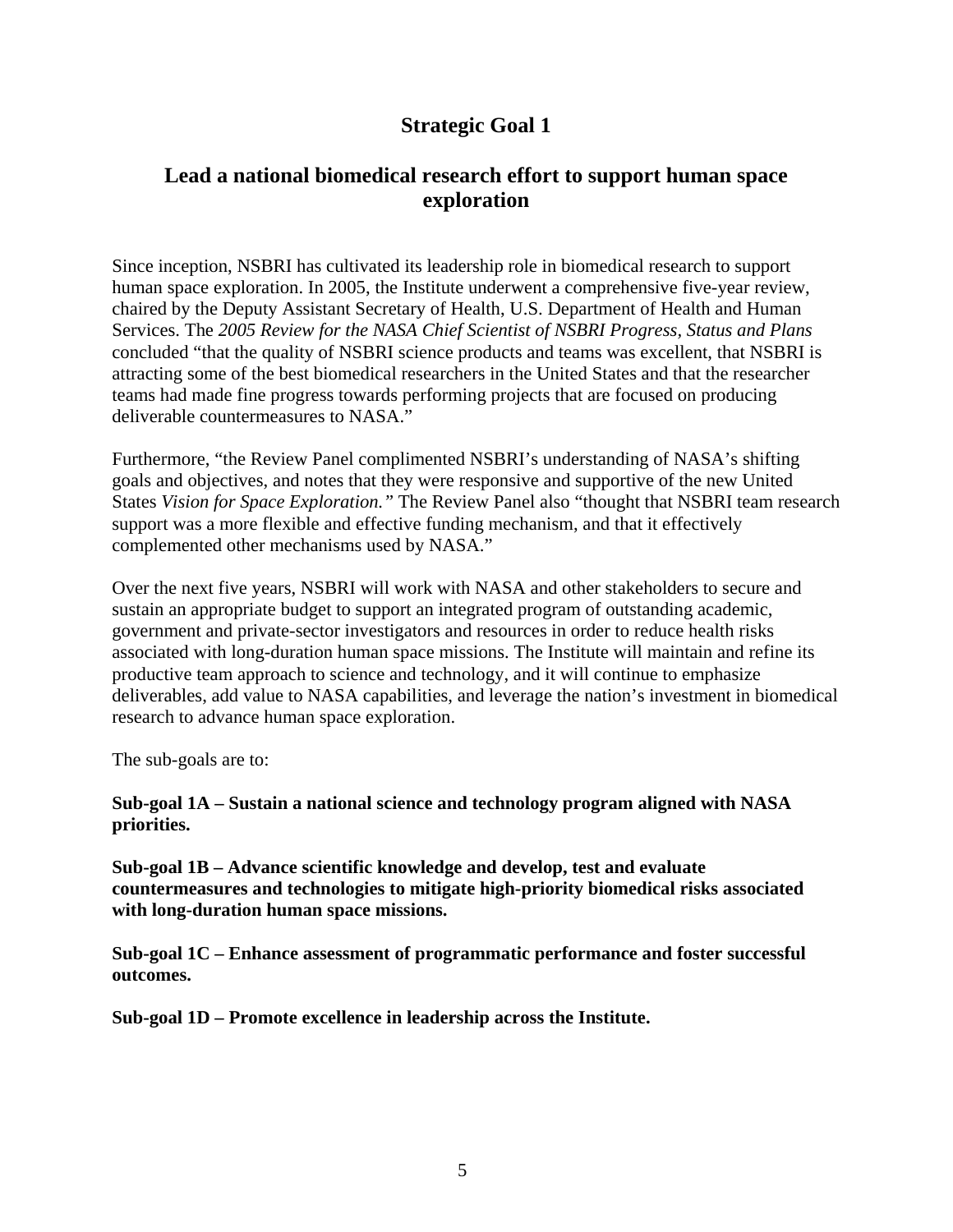# Strategic Goal 1

## Lead a national biomedical research effort to support human space exploration

Since inception, NSBRI has cultivated its leadership role in biomedical research to support human space exploration. In 2005, the Institute underwent a comprehensive five-year review, chaired by the Deputy Assistant Secretary of Health, U.S. Department of Health and Human Services. The *2005 Review for the NASA Chief Scientist of NSBRI Progress, Status and Plans* concluded "that the quality of NSBRI science products and teams was excellent, that NSBRI is attracting some of the best biomedical researchers in the United States and that the researcher teams had made fine progress towards performing projects that are focused on producing deliverable countermeasures to NASA."

Furthermore, "the Review Panel complimented NSBRI's understanding of NASA's shifting goals and objectives, and notes that they were responsive and supportive of the new United States *Vision for Space Exploration."* The Review Panel also "thought that NSBRI team research support was a more flexible and effective funding mechanism, and that it effectively complemented other mechanisms used by NASA."

Over the next five years, NSBRI will work with NASA and other stakeholders to secure and sustain an appropriate budget to support an integrated program of outstanding academic, government and private-sector investigators and resources in order to reduce health risks associated with long-duration human space missions. The Institute will maintain and refine its productive team approach to science and technology, and it will continue to emphasize deliverables, add value to NASA capabilities, and leverage the nation's investment in biomedical research to advance human space exploration.

The sub-goals are to:

**Sub-goal 1A – Sustain a national science and technology program aligned with NASA priorities.**

**Sub-goal 1B – Advance scientific knowledge and develop, test and evaluate countermeasures and technologies to mitigate high-priority biomedical risks associated with long-duration human space missions.**

**Sub-goal 1C – Enhance assessment of programmatic performance and foster successful outcomes.**

**Sub-goal 1D – Promote excellence in leadership across the Institute.**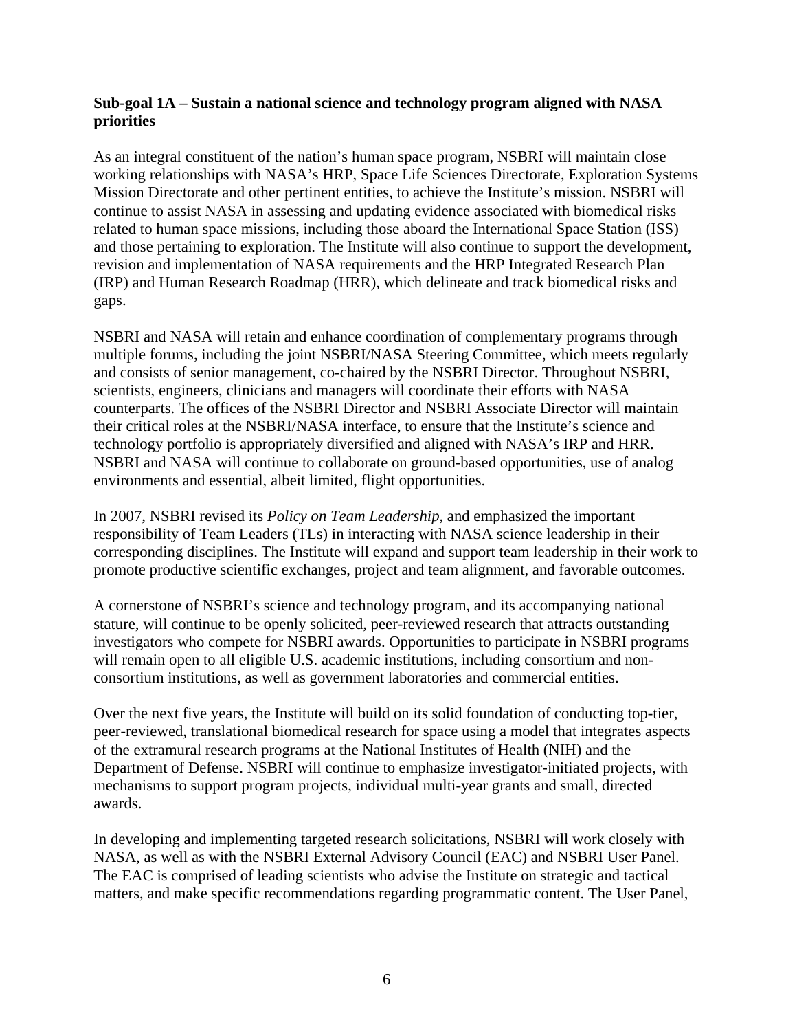**Sub-goal 1A – Sustain a national science and technology program aligned with NASA priorities**

As an integral constituent of the nation's human space program, NSBRI will maintain close working relationships with NASA's HRP, Space Life Sciences Directorate, Exploration Systems Mission Directorate and other pertinent entities, to achieve the Institute's mission. NSBRI will continue to assist NASA in assessing and updating evidence associated with biomedical risks related to human space missions, including those aboard the International Space Station (ISS) and those pertaining to exploration. The Institute will also continue to support the development, revision and implementation of NASA requirements and the HRP Integrated Research Plan (IRP) and Human Research Roadmap (HRR), which delineate and track biomedical risks and gaps.

NSBRI and NASA will retain and enhance coordination of complementary programs through multiple forums, including the joint NSBRI/NASA Steering Committee, which meets regularly and consists of senior management, co-chaired by the NSBRI Director. Throughout NSBRI, scientists, engineers, clinicians and managers will coordinate their efforts with NASA counterparts. The offices of the NSBRI Director and NSBRI Associate Director will maintain their critical roles at the NSBRI/NASA interface, to ensure that the Institute's science and technology portfolio is appropriately diversified and aligned with NASA's IRP and HRR. NSBRI and NASA will continue to collaborate on ground-based opportunities, use of analog environments and essential, albeit limited, flight opportunities.

In 2007, NSBRI revised its *Policy on Team Leadership*, and emphasized the important responsibility of Team Leaders (TLs) in interacting with NASA science leadership in their corresponding disciplines. The Institute will expand and support team leadership in their work to promote productive scientific exchanges, project and team alignment, and favorable outcomes.

A cornerstone of NSBRI's science and technology program, and its accompanying national stature, will continue to be openly solicited, peer-reviewed research that attracts outstanding investigators who compete for NSBRI awards. Opportunities to participate in NSBRI programs will remain open to all eligible U.S. academic institutions, including consortium and non-consortium institutions, as well as government laboratories and commercial entities.

Over the next five years, the Institute will build on its solid foundation of conducting top-tier, peer-reviewed, translational biomedical research for space using a model that integrates aspects of the extramural research programs at the National Institutes of Health (NIH) and the Department of Defense. NSBRI will continue to emphasize investigator-initiated projects, with mechanisms to support program projects, individual multi-year grants and small, directed awards.

In developing and implementing targeted research solicitations, NSBRI will work closely with NASA, as well as with the NSBRI External Advisory Council (EAC) and NSBRI User Panel. The EAC is comprised of leading scientists who advise the Institute on strategic and tactical matters, and make specific recommendations regarding programmatic content. The User Panel,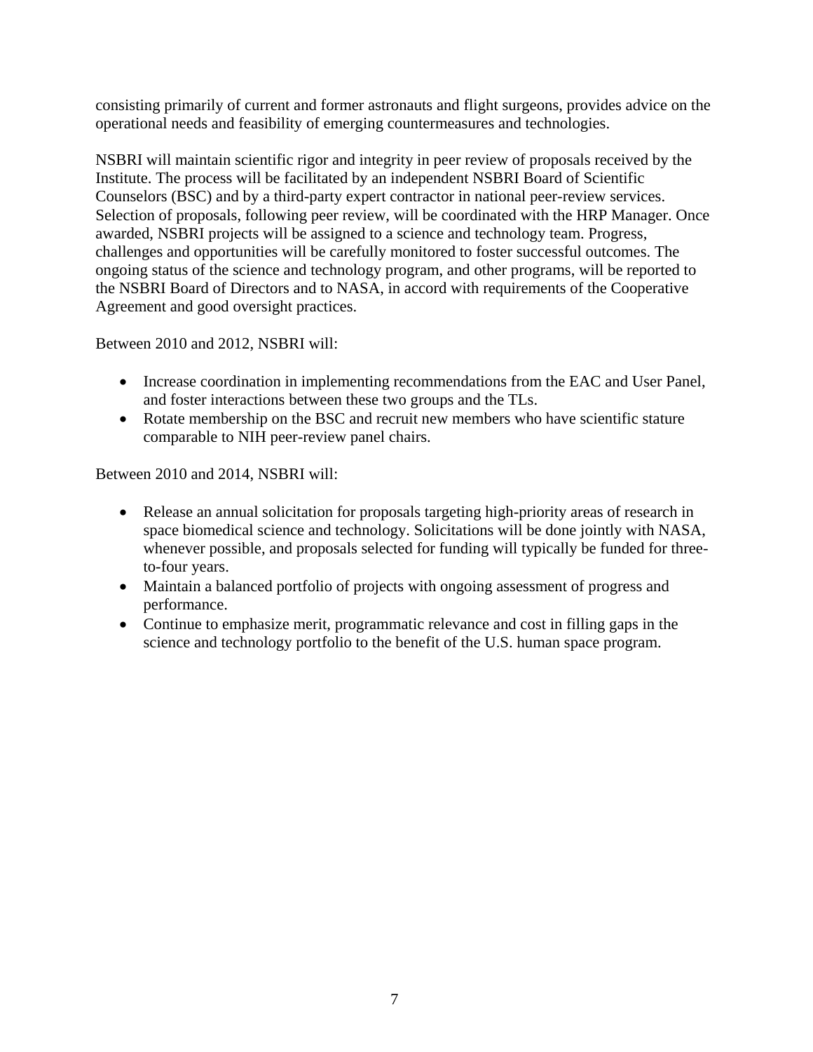consisting primarily of current and former astronauts and flight surgeons, provides advice on the operational needs and feasibility of emerging countermeasures and technologies.

NSBRI will maintain scientific rigor and integrity in peer review of proposals received by the Institute. The process will be facilitated by an independent NSBRI Board of Scientific Counselors (BSC) and by a third-party expert contractor in national peer-review services. Selection of proposals, following peer review, will be coordinated with the HRP Manager. Once awarded, NSBRI projects will be assigned to a science and technology team. Progress, challenges and opportunities will be carefully monitored to foster successful outcomes. The ongoing status of the science and technology program, and other programs, will be reported to the NSBRI Board of Directors and to NASA, in accord with requirements of the Cooperative Agreement and good oversight practices.

Between 2010 and 2012, NSBRI will:

- Increase coordination in implementing recommendations from the EAC and User Panel, and foster interactions between these two groups and the TLs.
- Rotate membership on the BSC and recruit new members who have scientific stature comparable to NIH peer-review panel chairs.

Between 2010 and 2014, NSBRI will:

- Release an annual solicitation for proposals targeting high-priority areas of research in space biomedical science and technology. Solicitations will be done jointly with NASA, whenever possible, and proposals selected for funding will typically be funded for three-to-four years.
- Maintain a balanced portfolio of projects with ongoing assessment of progress and performance.
- Continue to emphasize merit, programmatic relevance and cost in filling gaps in the science and technology portfolio to the benefit of the U.S. human space program.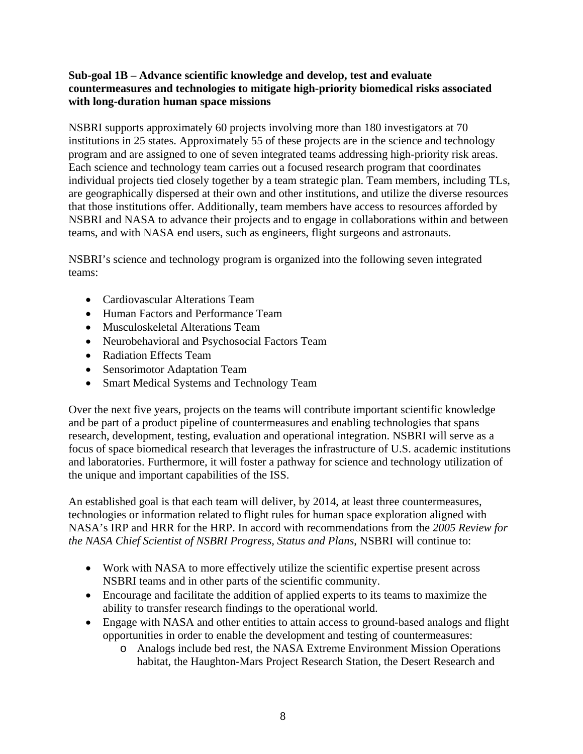**Sub-goal 1B – Advance scientific knowledge and develop, test and evaluate countermeasures and technologies to mitigate high-priority biomedical risks associated with long-duration human space missions**

NSBRI supports approximately 60 projects involving more than 180 investigators at 70 institutions in 25 states. Approximately 55 of these projects are in the science and technology program and are assigned to one of seven integrated teams addressing high-priority risk areas. Each science and technology team carries out a focused research program that coordinates individual projects tied closely together by a team strategic plan. Team members, including TLs, are geographically dispersed at their own and other institutions, and utilize the diverse resources that those institutions offer. Additionally, team members have access to resources afforded by NSBRI and NASA to advance their projects and to engage in collaborations within and between teams, and with NASA end users, such as engineers, flight surgeons and astronauts.

NSBRI's science and technology program is organized into the following seven integrated teams:

- Cardiovascular Alterations Team
- Human Factors and Performance Team
- Musculoskeletal Alterations Team
- Neurobehavioral and Psychosocial Factors Team
- Radiation Effects Team
- Sensorimotor Adaptation Team
- Smart Medical Systems and Technology Team

Over the next five years, projects on the teams will contribute important scientific knowledge and be part of a product pipeline of countermeasures and enabling technologies that spans research, development, testing, evaluation and operational integration. NSBRI will serve as a focus of space biomedical research that leverages the infrastructure of U.S. academic institutions and laboratories. Furthermore, it will foster a pathway for science and technology utilization of the unique and important capabilities of the ISS.

An established goal is that each team will deliver, by 2014, at least three countermeasures, technologies or information related to flight rules for human space exploration aligned with NASA's IRP and HRR for the HRP. In accord with recommendations from the *2005 Review for the NASA Chief Scientist of NSBRI Progress, Status and Plans*, NSBRI will continue to:

- Work with NASA to more effectively utilize the scientific expertise present across NSBRI teams and in other parts of the scientific community.
- Encourage and facilitate the addition of applied experts to its teams to maximize the ability to transfer research findings to the operational world.
- Engage with NASA and other entities to attain access to ground-based analogs and flight opportunities in order to enable the development and testing of countermeasures:
  - Analogs include bed rest, the NASA Extreme Environment Mission Operations habitat, the Haughton-Mars Project Research Station, the Desert Research and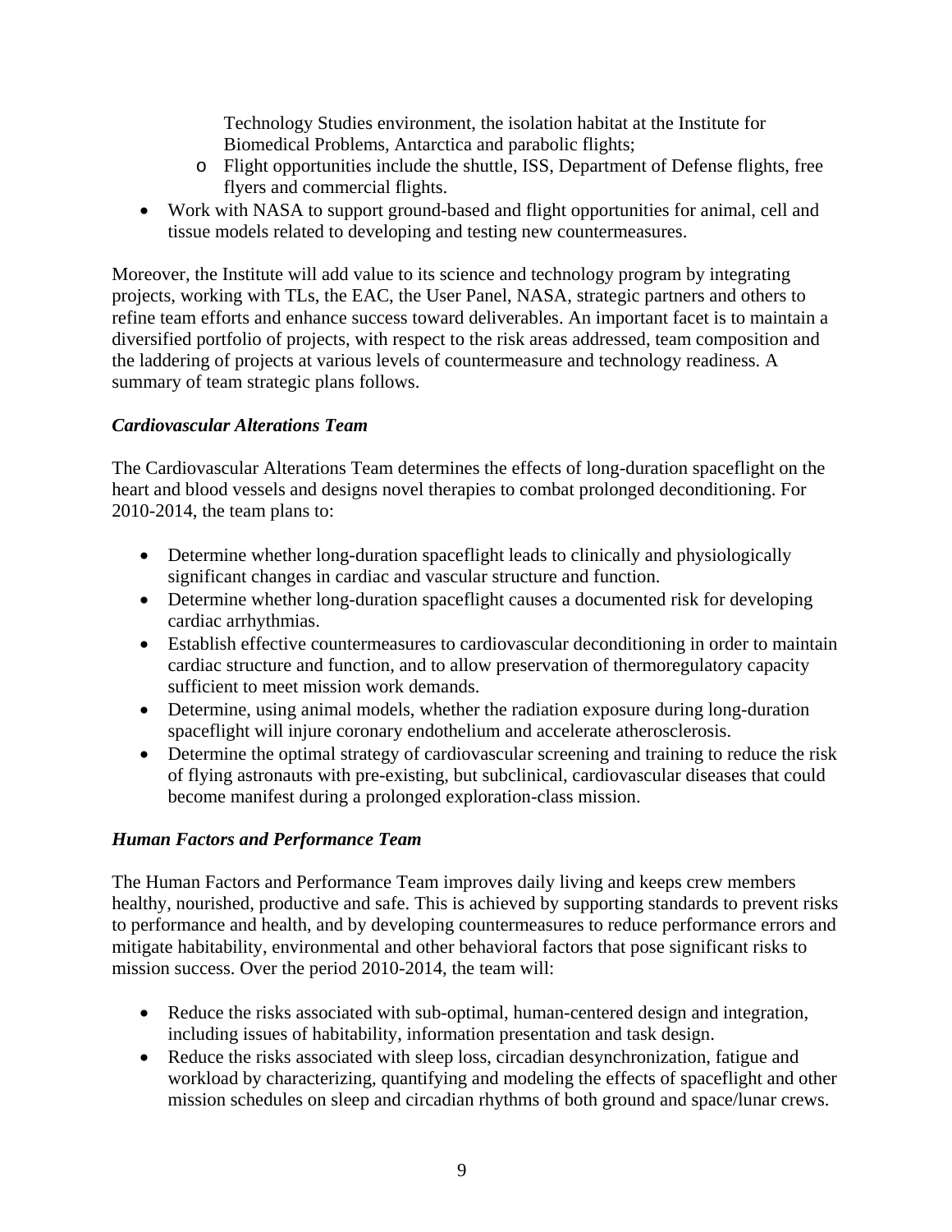Technology Studies environment, the isolation habitat at the Institute for Biomedical Problems, Antarctica and parabolic flights;
  - Flight opportunities include the shuttle, ISS, Department of Defense flights, free flyers and commercial flights.
- Work with NASA to support ground-based and flight opportunities for animal, cell and tissue models related to developing and testing new countermeasures.

Moreover, the Institute will add value to its science and technology program by integrating projects, working with TLs, the EAC, the User Panel, NASA, strategic partners and others to refine team efforts and enhance success toward deliverables. An important facet is to maintain a diversified portfolio of projects, with respect to the risk areas addressed, team composition and the laddering of projects at various levels of countermeasure and technology readiness. A summary of team strategic plans follows.

### *Cardiovascular Alterations Team*

The Cardiovascular Alterations Team determines the effects of long-duration spaceflight on the heart and blood vessels and designs novel therapies to combat prolonged deconditioning. For 2010-2014, the team plans to:

- Determine whether long-duration spaceflight leads to clinically and physiologically significant changes in cardiac and vascular structure and function.
- Determine whether long-duration spaceflight causes a documented risk for developing cardiac arrhythmias.
- Establish effective countermeasures to cardiovascular deconditioning in order to maintain cardiac structure and function, and to allow preservation of thermoregulatory capacity sufficient to meet mission work demands.
- Determine, using animal models, whether the radiation exposure during long-duration spaceflight will injure coronary endothelium and accelerate atherosclerosis.
- Determine the optimal strategy of cardiovascular screening and training to reduce the risk of flying astronauts with pre-existing, but subclinical, cardiovascular diseases that could become manifest during a prolonged exploration-class mission.

### *Human Factors and Performance Team*

The Human Factors and Performance Team improves daily living and keeps crew members healthy, nourished, productive and safe. This is achieved by supporting standards to prevent risks to performance and health, and by developing countermeasures to reduce performance errors and mitigate habitability, environmental and other behavioral factors that pose significant risks to mission success. Over the period 2010-2014, the team will:

- Reduce the risks associated with sub-optimal, human-centered design and integration, including issues of habitability, information presentation and task design.
- Reduce the risks associated with sleep loss, circadian desynchronization, fatigue and workload by characterizing, quantifying and modeling the effects of spaceflight and other mission schedules on sleep and circadian rhythms of both ground and space/lunar crews.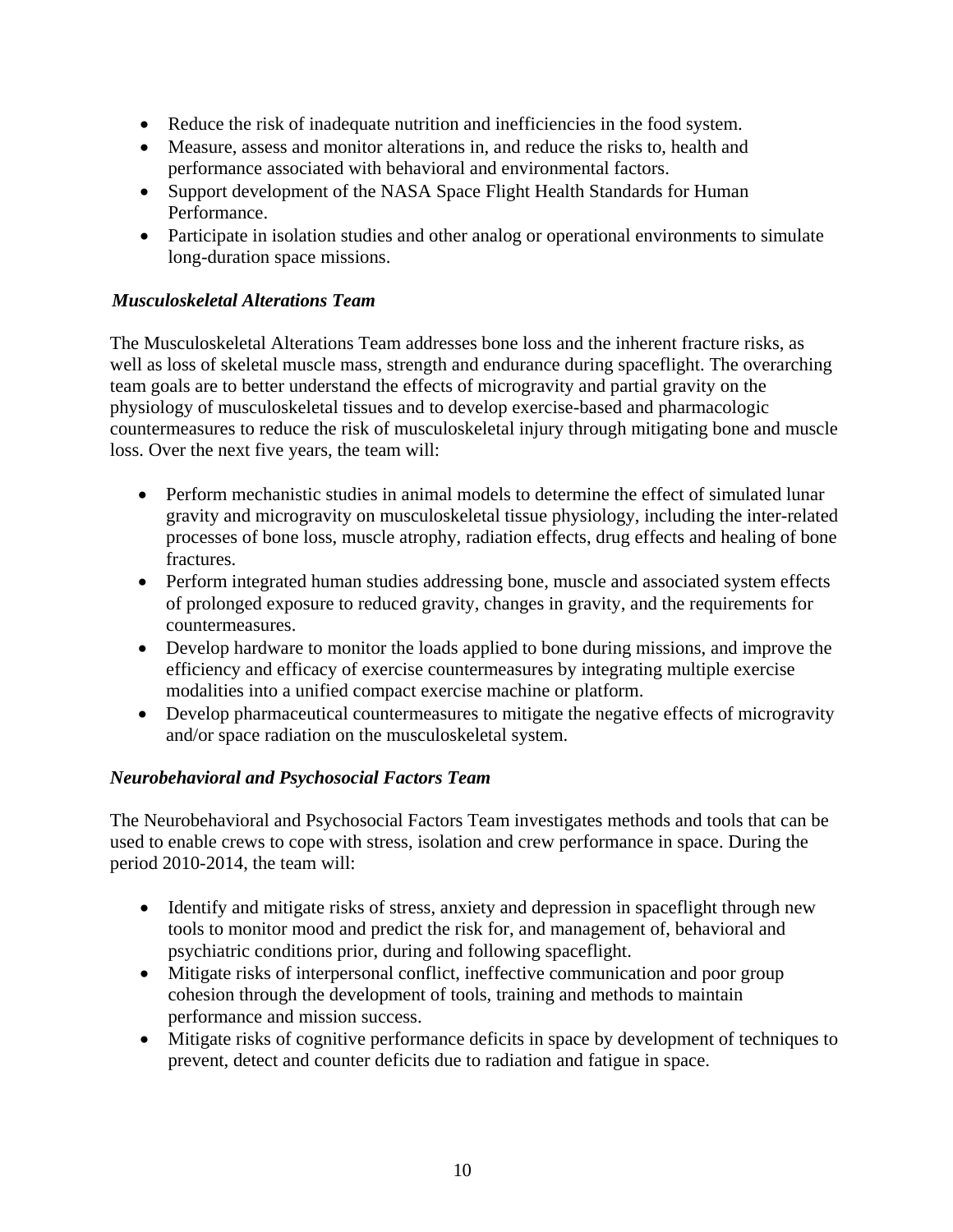- Reduce the risk of inadequate nutrition and inefficiencies in the food system.
- Measure, assess and monitor alterations in, and reduce the risks to, health and performance associated with behavioral and environmental factors.
- Support development of the NASA Space Flight Health Standards for Human Performance.
- Participate in isolation studies and other analog or operational environments to simulate long-duration space missions.

### *Musculoskeletal Alterations Team*

The Musculoskeletal Alterations Team addresses bone loss and the inherent fracture risks, as well as loss of skeletal muscle mass, strength and endurance during spaceflight. The overarching team goals are to better understand the effects of microgravity and partial gravity on the physiology of musculoskeletal tissues and to develop exercise-based and pharmacologic countermeasures to reduce the risk of musculoskeletal injury through mitigating bone and muscle loss. Over the next five years, the team will:

- Perform mechanistic studies in animal models to determine the effect of simulated lunar gravity and microgravity on musculoskeletal tissue physiology, including the inter-related processes of bone loss, muscle atrophy, radiation effects, drug effects and healing of bone fractures.
- Perform integrated human studies addressing bone, muscle and associated system effects of prolonged exposure to reduced gravity, changes in gravity, and the requirements for countermeasures.
- Develop hardware to monitor the loads applied to bone during missions, and improve the efficiency and efficacy of exercise countermeasures by integrating multiple exercise modalities into a unified compact exercise machine or platform.
- Develop pharmaceutical countermeasures to mitigate the negative effects of microgravity and/or space radiation on the musculoskeletal system.

### *Neurobehavioral and Psychosocial Factors Team*

The Neurobehavioral and Psychosocial Factors Team investigates methods and tools that can be used to enable crews to cope with stress, isolation and crew performance in space. During the period 2010-2014, the team will:

- Identify and mitigate risks of stress, anxiety and depression in spaceflight through new tools to monitor mood and predict the risk for, and management of, behavioral and psychiatric conditions prior, during and following spaceflight.
- Mitigate risks of interpersonal conflict, ineffective communication and poor group cohesion through the development of tools, training and methods to maintain performance and mission success.
- Mitigate risks of cognitive performance deficits in space by development of techniques to prevent, detect and counter deficits due to radiation and fatigue in space.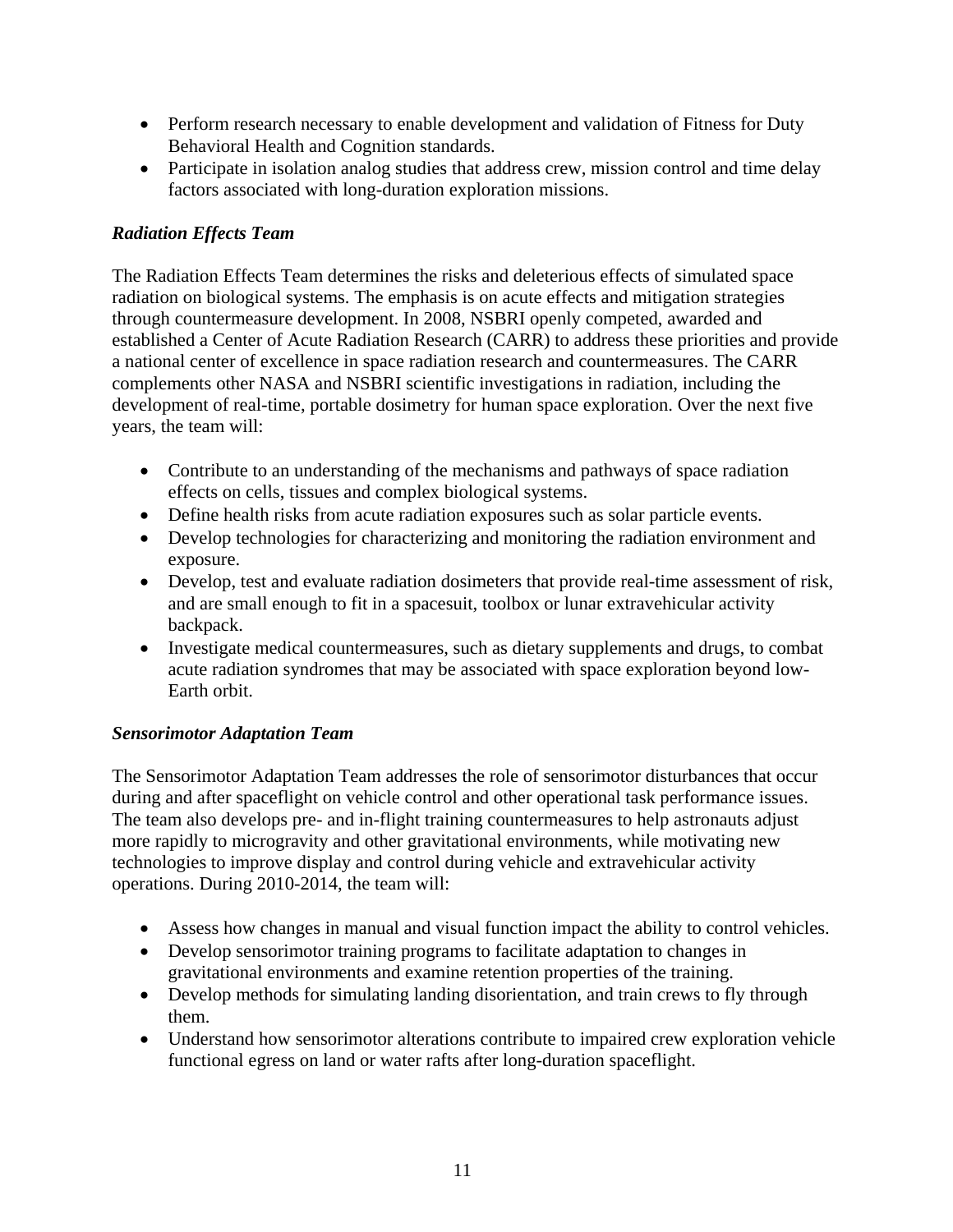- Perform research necessary to enable development and validation of Fitness for Duty Behavioral Health and Cognition standards.
- Participate in isolation analog studies that address crew, mission control and time delay factors associated with long-duration exploration missions.

### *Radiation Effects Team*

The Radiation Effects Team determines the risks and deleterious effects of simulated space radiation on biological systems. The emphasis is on acute effects and mitigation strategies through countermeasure development. In 2008, NSBRI openly competed, awarded and established a Center of Acute Radiation Research (CARR) to address these priorities and provide a national center of excellence in space radiation research and countermeasures. The CARR complements other NASA and NSBRI scientific investigations in radiation, including the development of real-time, portable dosimetry for human space exploration. Over the next five years, the team will:

- Contribute to an understanding of the mechanisms and pathways of space radiation effects on cells, tissues and complex biological systems.
- Define health risks from acute radiation exposures such as solar particle events.
- Develop technologies for characterizing and monitoring the radiation environment and exposure.
- Develop, test and evaluate radiation dosimeters that provide real-time assessment of risk, and are small enough to fit in a spacesuit, toolbox or lunar extravehicular activity backpack.
- Investigate medical countermeasures, such as dietary supplements and drugs, to combat acute radiation syndromes that may be associated with space exploration beyond low-Earth orbit.

### *Sensorimotor Adaptation Team*

The Sensorimotor Adaptation Team addresses the role of sensorimotor disturbances that occur during and after spaceflight on vehicle control and other operational task performance issues. The team also develops pre- and in-flight training countermeasures to help astronauts adjust more rapidly to microgravity and other gravitational environments, while motivating new technologies to improve display and control during vehicle and extravehicular activity operations. During 2010-2014, the team will:

- Assess how changes in manual and visual function impact the ability to control vehicles.
- Develop sensorimotor training programs to facilitate adaptation to changes in gravitational environments and examine retention properties of the training.
- Develop methods for simulating landing disorientation, and train crews to fly through them.
- Understand how sensorimotor alterations contribute to impaired crew exploration vehicle functional egress on land or water rafts after long-duration spaceflight.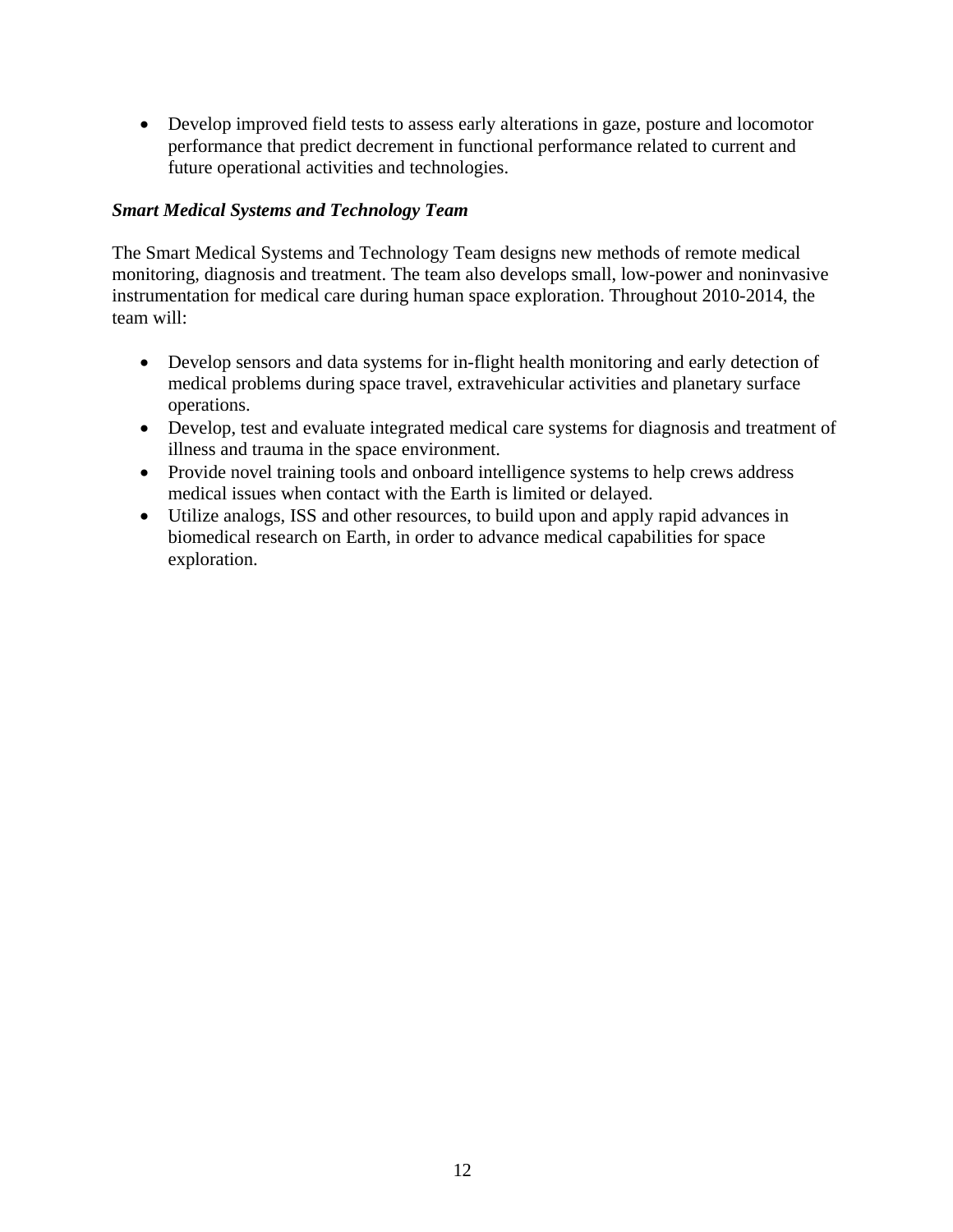- Develop improved field tests to assess early alterations in gaze, posture and locomotor performance that predict decrement in functional performance related to current and future operational activities and technologies.

***Smart Medical Systems and Technology Team***

The Smart Medical Systems and Technology Team designs new methods of remote medical monitoring, diagnosis and treatment. The team also develops small, low-power and noninvasive instrumentation for medical care during human space exploration. Throughout 2010-2014, the team will:

- Develop sensors and data systems for in-flight health monitoring and early detection of medical problems during space travel, extravehicular activities and planetary surface operations.
- Develop, test and evaluate integrated medical care systems for diagnosis and treatment of illness and trauma in the space environment.
- Provide novel training tools and onboard intelligence systems to help crews address medical issues when contact with the Earth is limited or delayed.
- Utilize analogs, ISS and other resources, to build upon and apply rapid advances in biomedical research on Earth, in order to advance medical capabilities for space exploration.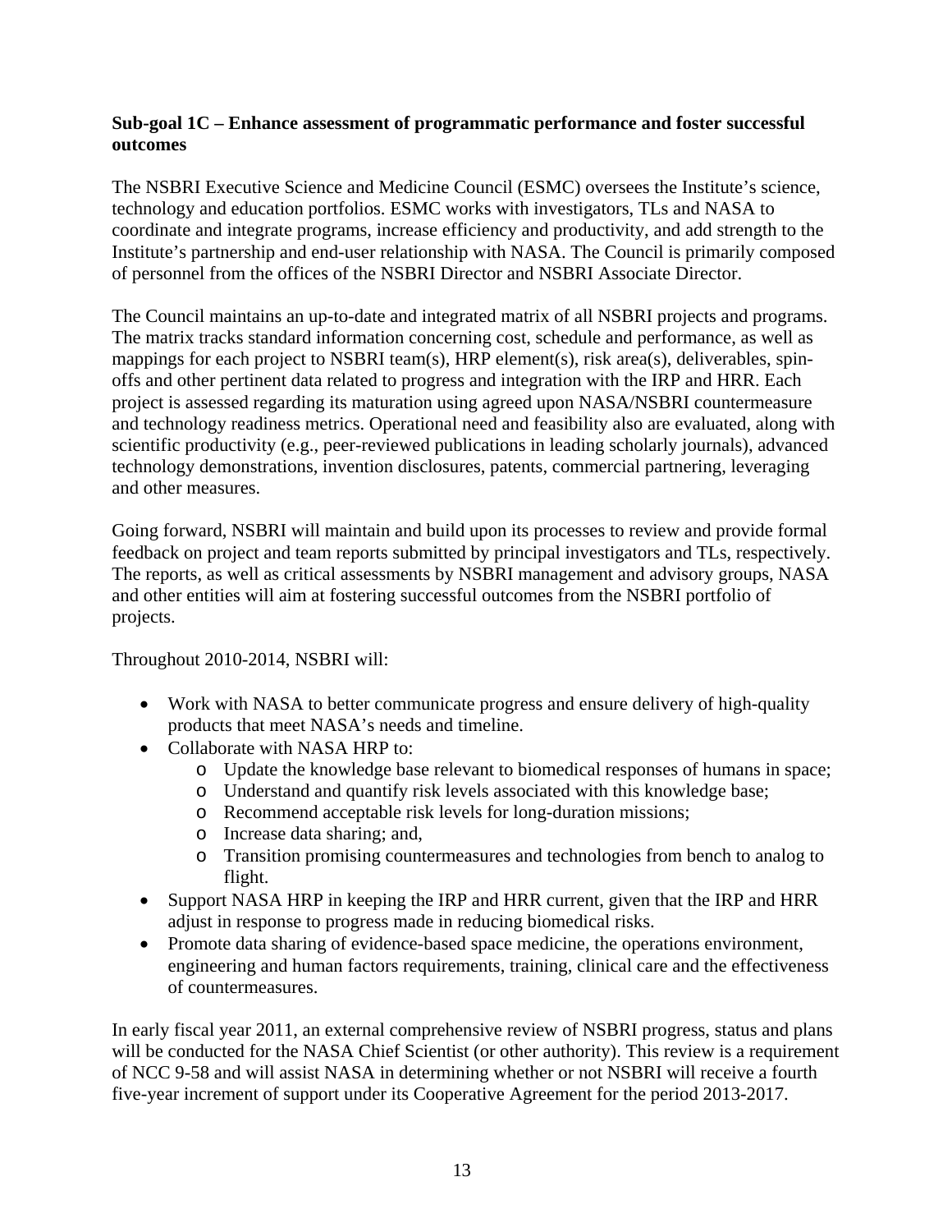**Sub-goal 1C – Enhance assessment of programmatic performance and foster successful outcomes**

The NSBRI Executive Science and Medicine Council (ESMC) oversees the Institute's science, technology and education portfolios. ESMC works with investigators, TLs and NASA to coordinate and integrate programs, increase efficiency and productivity, and add strength to the Institute's partnership and end-user relationship with NASA. The Council is primarily composed of personnel from the offices of the NSBRI Director and NSBRI Associate Director.

The Council maintains an up-to-date and integrated matrix of all NSBRI projects and programs. The matrix tracks standard information concerning cost, schedule and performance, as well as mappings for each project to NSBRI team(s), HRP element(s), risk area(s), deliverables, spin-offs and other pertinent data related to progress and integration with the IRP and HRR. Each project is assessed regarding its maturation using agreed upon NASA/NSBRI countermeasure and technology readiness metrics. Operational need and feasibility also are evaluated, along with scientific productivity (e.g., peer-reviewed publications in leading scholarly journals), advanced technology demonstrations, invention disclosures, patents, commercial partnering, leveraging and other measures.

Going forward, NSBRI will maintain and build upon its processes to review and provide formal feedback on project and team reports submitted by principal investigators and TLs, respectively. The reports, as well as critical assessments by NSBRI management and advisory groups, NASA and other entities will aim at fostering successful outcomes from the NSBRI portfolio of projects.

Throughout 2010-2014, NSBRI will:

- Work with NASA to better communicate progress and ensure delivery of high-quality products that meet NASA's needs and timeline.
- Collaborate with NASA HRP to:
  - Update the knowledge base relevant to biomedical responses of humans in space;
  - Understand and quantify risk levels associated with this knowledge base;
  - Recommend acceptable risk levels for long-duration missions;
  - Increase data sharing; and,
  - Transition promising countermeasures and technologies from bench to analog to flight.
- Support NASA HRP in keeping the IRP and HRR current, given that the IRP and HRR adjust in response to progress made in reducing biomedical risks.
- Promote data sharing of evidence-based space medicine, the operations environment, engineering and human factors requirements, training, clinical care and the effectiveness of countermeasures.

In early fiscal year 2011, an external comprehensive review of NSBRI progress, status and plans will be conducted for the NASA Chief Scientist (or other authority). This review is a requirement of NCC 9-58 and will assist NASA in determining whether or not NSBRI will receive a fourth five-year increment of support under its Cooperative Agreement for the period 2013-2017.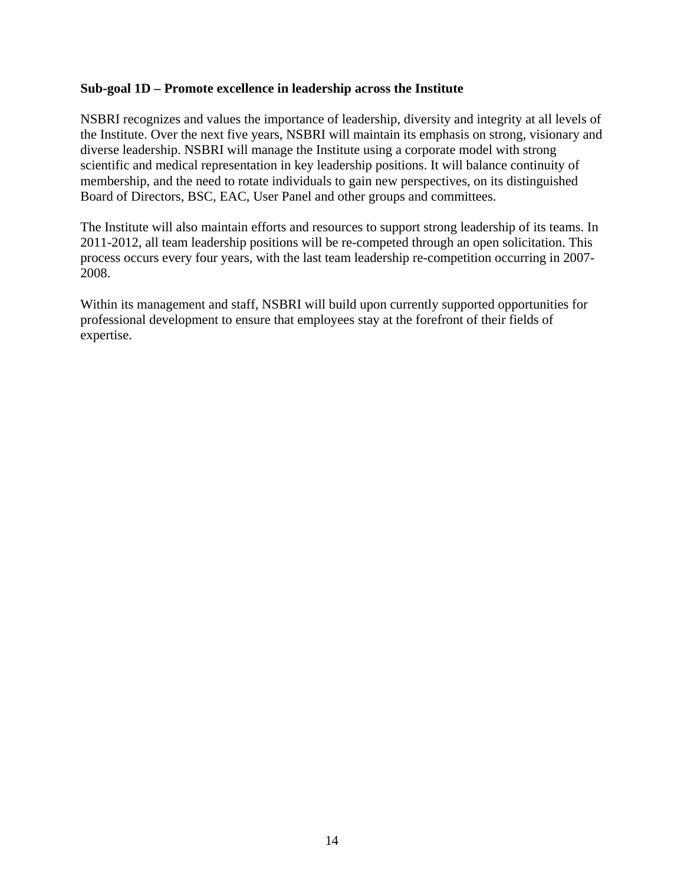**Sub-goal 1D – Promote excellence in leadership across the Institute**

NSBRI recognizes and values the importance of leadership, diversity and integrity at all levels of the Institute. Over the next five years, NSBRI will maintain its emphasis on strong, visionary and diverse leadership. NSBRI will manage the Institute using a corporate model with strong scientific and medical representation in key leadership positions. It will balance continuity of membership, and the need to rotate individuals to gain new perspectives, on its distinguished Board of Directors, BSC, EAC, User Panel and other groups and committees.

The Institute will also maintain efforts and resources to support strong leadership of its teams. In 2011-2012, all team leadership positions will be re-competed through an open solicitation. This process occurs every four years, with the last team leadership re-competition occurring in 2007-2008.

Within its management and staff, NSBRI will build upon currently supported opportunities for professional development to ensure that employees stay at the forefront of their fields of expertise.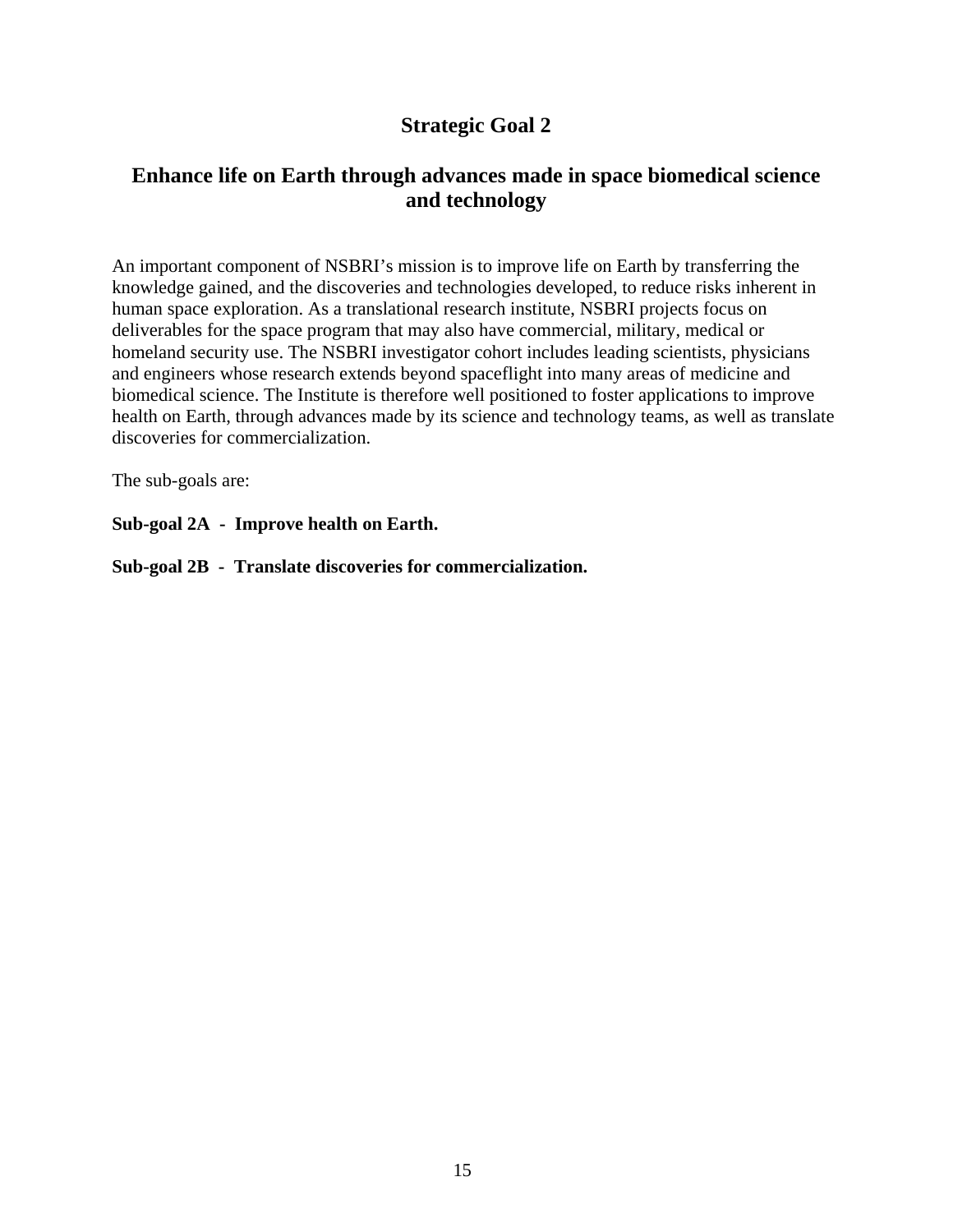# Strategic Goal 2

## Enhance life on Earth through advances made in space biomedical science and technology

An important component of NSBRI's mission is to improve life on Earth by transferring the knowledge gained, and the discoveries and technologies developed, to reduce risks inherent in human space exploration. As a translational research institute, NSBRI projects focus on deliverables for the space program that may also have commercial, military, medical or homeland security use. The NSBRI investigator cohort includes leading scientists, physicians and engineers whose research extends beyond spaceflight into many areas of medicine and biomedical science. The Institute is therefore well positioned to foster applications to improve health on Earth, through advances made by its science and technology teams, as well as translate discoveries for commercialization.

The sub-goals are:

**Sub-goal 2A - Improve health on Earth.**

**Sub-goal 2B - Translate discoveries for commercialization.**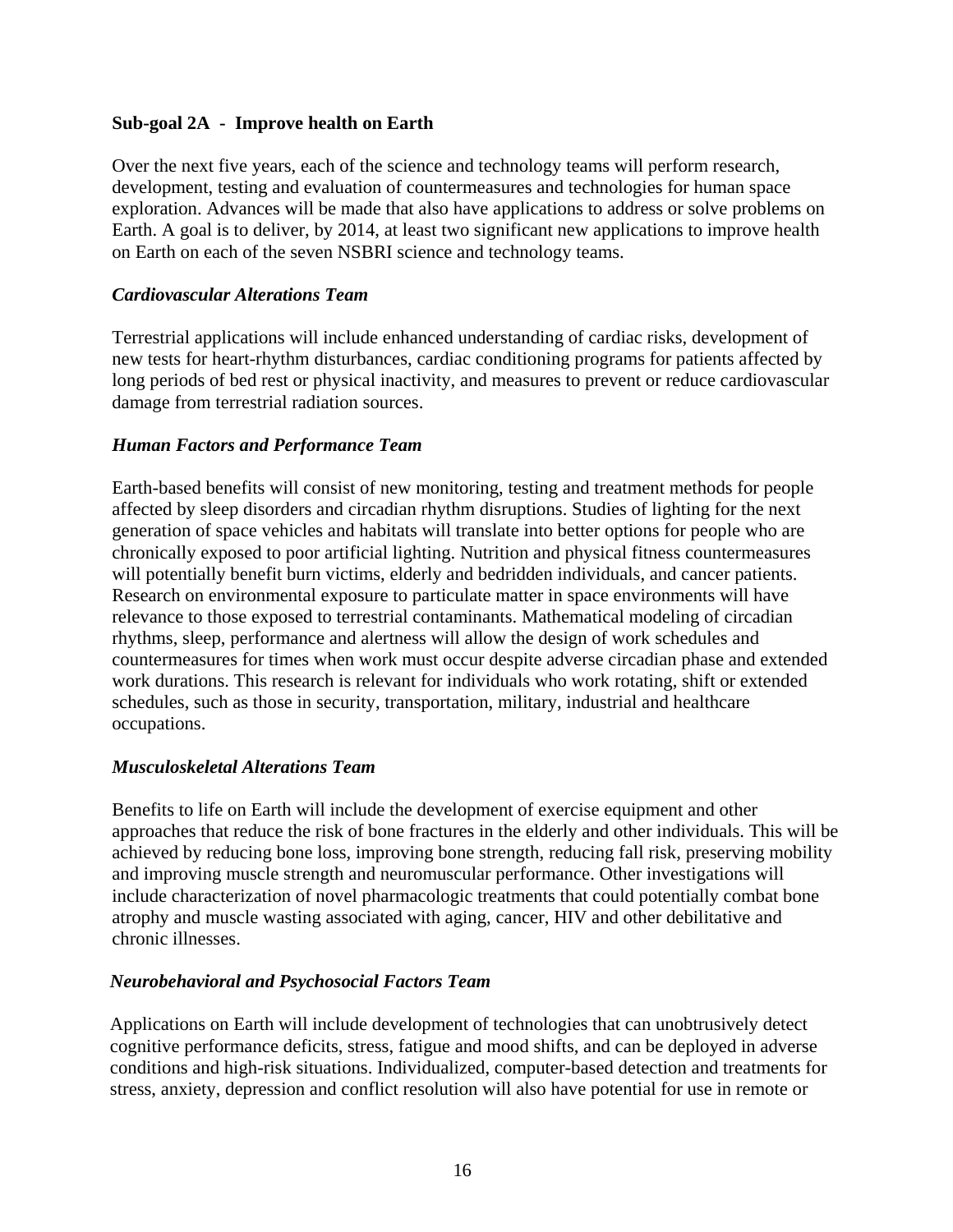**Sub-goal 2A - Improve health on Earth**

Over the next five years, each of the science and technology teams will perform research, development, testing and evaluation of countermeasures and technologies for human space exploration. Advances will be made that also have applications to address or solve problems on Earth. A goal is to deliver, by 2014, at least two significant new applications to improve health on Earth on each of the seven NSBRI science and technology teams.

***Cardiovascular Alterations Team***

Terrestrial applications will include enhanced understanding of cardiac risks, development of new tests for heart-rhythm disturbances, cardiac conditioning programs for patients affected by long periods of bed rest or physical inactivity, and measures to prevent or reduce cardiovascular damage from terrestrial radiation sources.

***Human Factors and Performance Team***

Earth-based benefits will consist of new monitoring, testing and treatment methods for people affected by sleep disorders and circadian rhythm disruptions. Studies of lighting for the next generation of space vehicles and habitats will translate into better options for people who are chronically exposed to poor artificial lighting. Nutrition and physical fitness countermeasures will potentially benefit burn victims, elderly and bedridden individuals, and cancer patients. Research on environmental exposure to particulate matter in space environments will have relevance to those exposed to terrestrial contaminants. Mathematical modeling of circadian rhythms, sleep, performance and alertness will allow the design of work schedules and countermeasures for times when work must occur despite adverse circadian phase and extended work durations. This research is relevant for individuals who work rotating, shift or extended schedules, such as those in security, transportation, military, industrial and healthcare occupations.

***Musculoskeletal Alterations Team***

Benefits to life on Earth will include the development of exercise equipment and other approaches that reduce the risk of bone fractures in the elderly and other individuals. This will be achieved by reducing bone loss, improving bone strength, reducing fall risk, preserving mobility and improving muscle strength and neuromuscular performance. Other investigations will include characterization of novel pharmacologic treatments that could potentially combat bone atrophy and muscle wasting associated with aging, cancer, HIV and other debilitative and chronic illnesses.

***Neurobehavioral and Psychosocial Factors Team***

Applications on Earth will include development of technologies that can unobtrusively detect cognitive performance deficits, stress, fatigue and mood shifts, and can be deployed in adverse conditions and high-risk situations. Individualized, computer-based detection and treatments for stress, anxiety, depression and conflict resolution will also have potential for use in remote or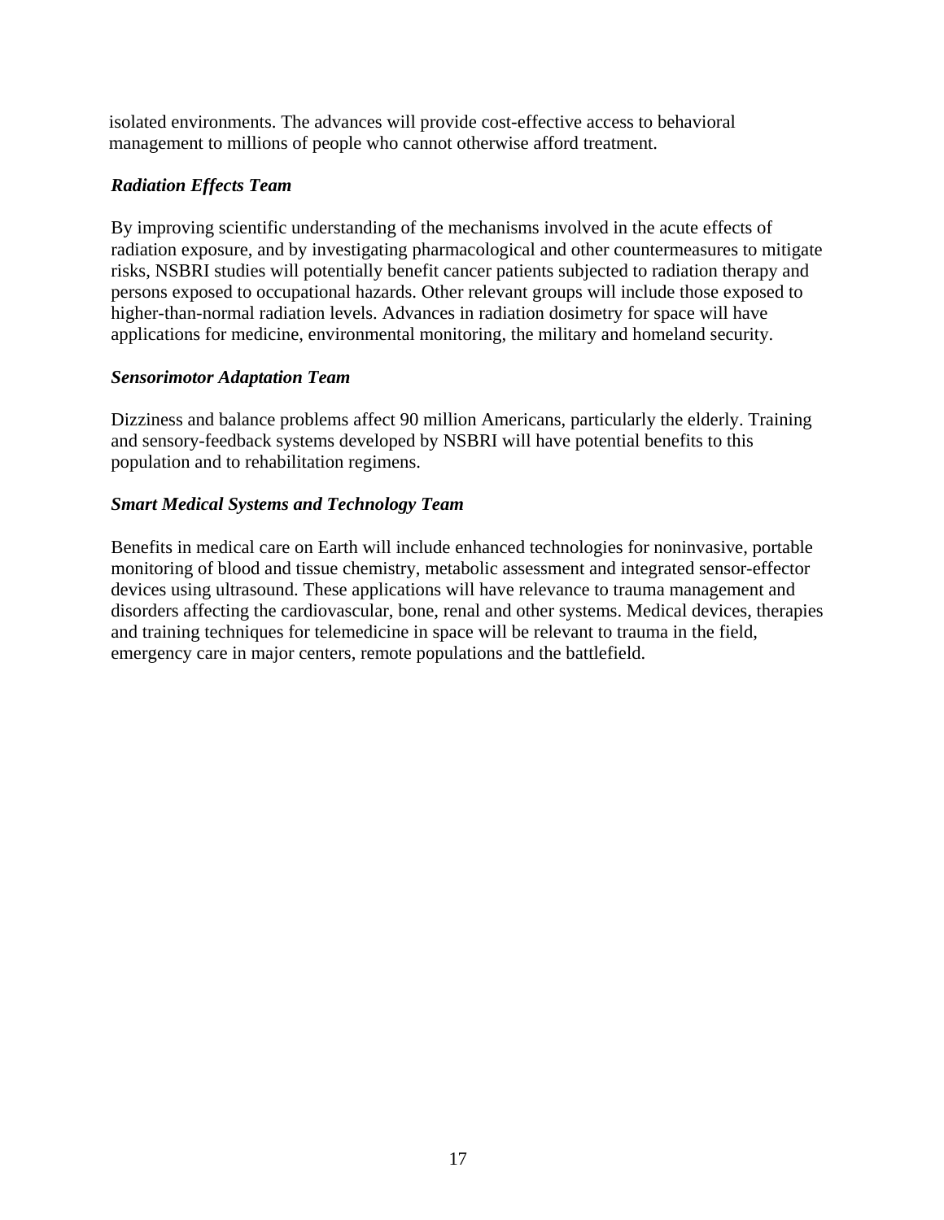isolated environments. The advances will provide cost-effective access to behavioral management to millions of people who cannot otherwise afford treatment.

***Radiation Effects Team***

By improving scientific understanding of the mechanisms involved in the acute effects of radiation exposure, and by investigating pharmacological and other countermeasures to mitigate risks, NSBRI studies will potentially benefit cancer patients subjected to radiation therapy and persons exposed to occupational hazards. Other relevant groups will include those exposed to higher-than-normal radiation levels. Advances in radiation dosimetry for space will have applications for medicine, environmental monitoring, the military and homeland security.

***Sensorimotor Adaptation Team***

Dizziness and balance problems affect 90 million Americans, particularly the elderly. Training and sensory-feedback systems developed by NSBRI will have potential benefits to this population and to rehabilitation regimens.

***Smart Medical Systems and Technology Team***

Benefits in medical care on Earth will include enhanced technologies for noninvasive, portable monitoring of blood and tissue chemistry, metabolic assessment and integrated sensor-effector devices using ultrasound. These applications will have relevance to trauma management and disorders affecting the cardiovascular, bone, renal and other systems. Medical devices, therapies and training techniques for telemedicine in space will be relevant to trauma in the field, emergency care in major centers, remote populations and the battlefield.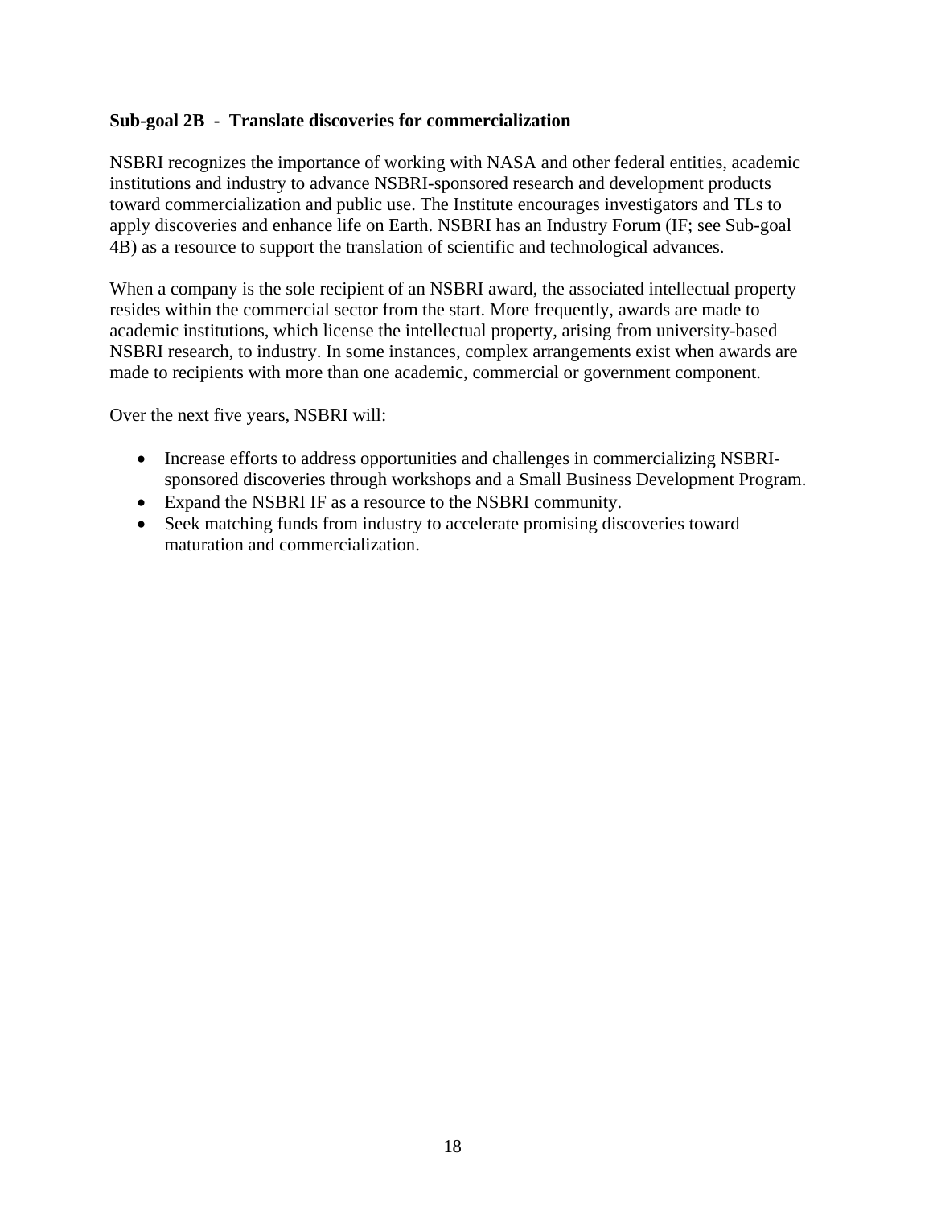**Sub-goal 2B - Translate discoveries for commercialization**

NSBRI recognizes the importance of working with NASA and other federal entities, academic institutions and industry to advance NSBRI-sponsored research and development products toward commercialization and public use. The Institute encourages investigators and TLs to apply discoveries and enhance life on Earth. NSBRI has an Industry Forum (IF; see Sub-goal 4B) as a resource to support the translation of scientific and technological advances.

When a company is the sole recipient of an NSBRI award, the associated intellectual property resides within the commercial sector from the start. More frequently, awards are made to academic institutions, which license the intellectual property, arising from university-based NSBRI research, to industry. In some instances, complex arrangements exist when awards are made to recipients with more than one academic, commercial or government component.

Over the next five years, NSBRI will:

- Increase efforts to address opportunities and challenges in commercializing NSBRI-sponsored discoveries through workshops and a Small Business Development Program.
- Expand the NSBRI IF as a resource to the NSBRI community.
- Seek matching funds from industry to accelerate promising discoveries toward maturation and commercialization.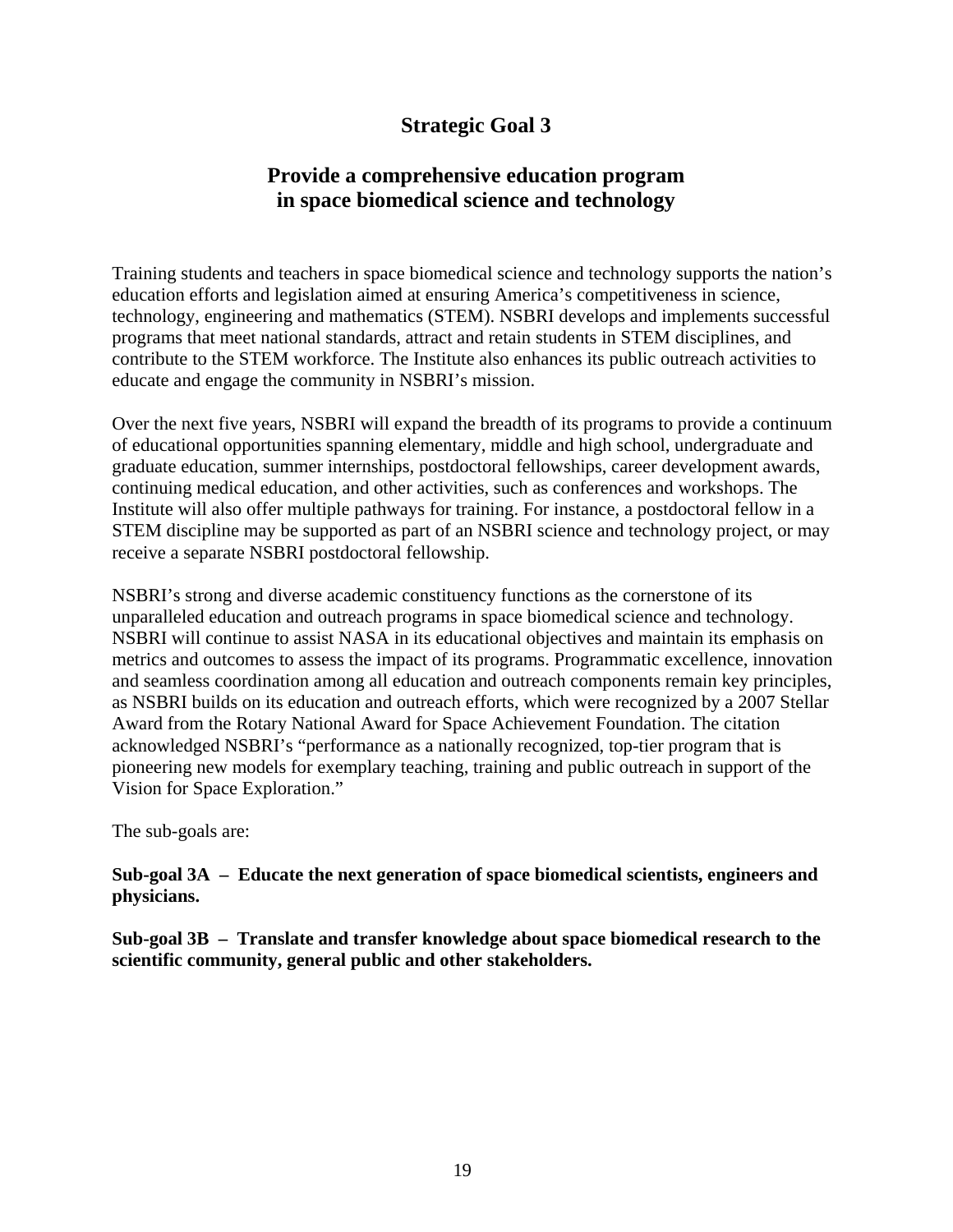# Strategic Goal 3

## Provide a comprehensive education program in space biomedical science and technology

Training students and teachers in space biomedical science and technology supports the nation's education efforts and legislation aimed at ensuring America's competitiveness in science, technology, engineering and mathematics (STEM). NSBRI develops and implements successful programs that meet national standards, attract and retain students in STEM disciplines, and contribute to the STEM workforce. The Institute also enhances its public outreach activities to educate and engage the community in NSBRI's mission.

Over the next five years, NSBRI will expand the breadth of its programs to provide a continuum of educational opportunities spanning elementary, middle and high school, undergraduate and graduate education, summer internships, postdoctoral fellowships, career development awards, continuing medical education, and other activities, such as conferences and workshops. The Institute will also offer multiple pathways for training. For instance, a postdoctoral fellow in a STEM discipline may be supported as part of an NSBRI science and technology project, or may receive a separate NSBRI postdoctoral fellowship.

NSBRI's strong and diverse academic constituency functions as the cornerstone of its unparalleled education and outreach programs in space biomedical science and technology. NSBRI will continue to assist NASA in its educational objectives and maintain its emphasis on metrics and outcomes to assess the impact of its programs. Programmatic excellence, innovation and seamless coordination among all education and outreach components remain key principles, as NSBRI builds on its education and outreach efforts, which were recognized by a 2007 Stellar Award from the Rotary National Award for Space Achievement Foundation. The citation acknowledged NSBRI's "performance as a nationally recognized, top-tier program that is pioneering new models for exemplary teaching, training and public outreach in support of the Vision for Space Exploration."

The sub-goals are:

**Sub-goal 3A – Educate the next generation of space biomedical scientists, engineers and physicians.**

**Sub-goal 3B – Translate and transfer knowledge about space biomedical research to the scientific community, general public and other stakeholders.**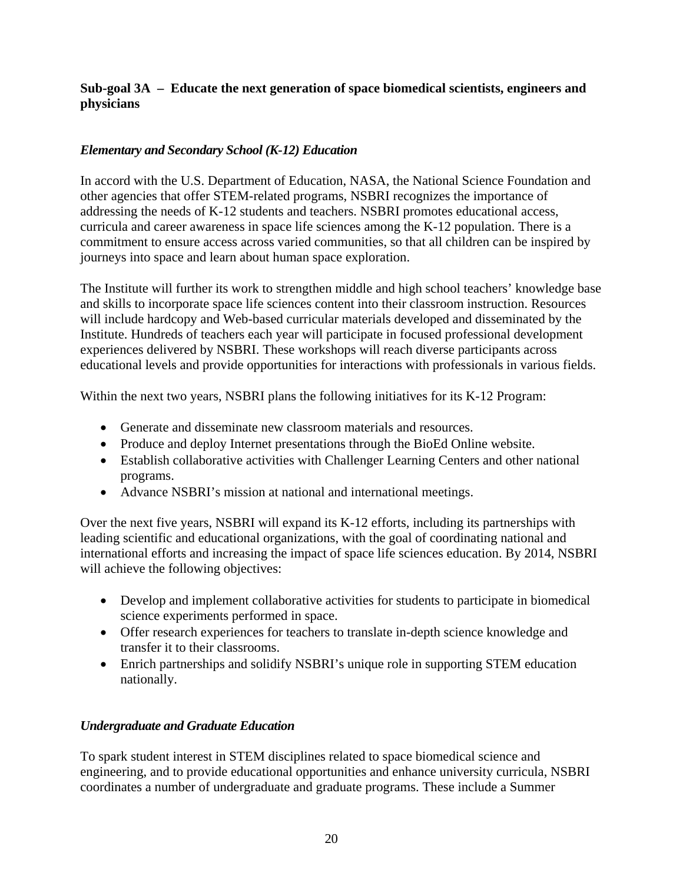**Sub-goal 3A – Educate the next generation of space biomedical scientists, engineers and physicians**

***Elementary and Secondary School (K-12) Education***

In accord with the U.S. Department of Education, NASA, the National Science Foundation and other agencies that offer STEM-related programs, NSBRI recognizes the importance of addressing the needs of K-12 students and teachers. NSBRI promotes educational access, curricula and career awareness in space life sciences among the K-12 population. There is a commitment to ensure access across varied communities, so that all children can be inspired by journeys into space and learn about human space exploration.

The Institute will further its work to strengthen middle and high school teachers' knowledge base and skills to incorporate space life sciences content into their classroom instruction. Resources will include hardcopy and Web-based curricular materials developed and disseminated by the Institute. Hundreds of teachers each year will participate in focused professional development experiences delivered by NSBRI. These workshops will reach diverse participants across educational levels and provide opportunities for interactions with professionals in various fields.

Within the next two years, NSBRI plans the following initiatives for its K-12 Program:

- Generate and disseminate new classroom materials and resources.
- Produce and deploy Internet presentations through the BioEd Online website.
- Establish collaborative activities with Challenger Learning Centers and other national programs.
- Advance NSBRI's mission at national and international meetings.

Over the next five years, NSBRI will expand its K-12 efforts, including its partnerships with leading scientific and educational organizations, with the goal of coordinating national and international efforts and increasing the impact of space life sciences education. By 2014, NSBRI will achieve the following objectives:

- Develop and implement collaborative activities for students to participate in biomedical science experiments performed in space.
- Offer research experiences for teachers to translate in-depth science knowledge and transfer it to their classrooms.
- Enrich partnerships and solidify NSBRI's unique role in supporting STEM education nationally.

***Undergraduate and Graduate Education***

To spark student interest in STEM disciplines related to space biomedical science and engineering, and to provide educational opportunities and enhance university curricula, NSBRI coordinates a number of undergraduate and graduate programs. These include a Summer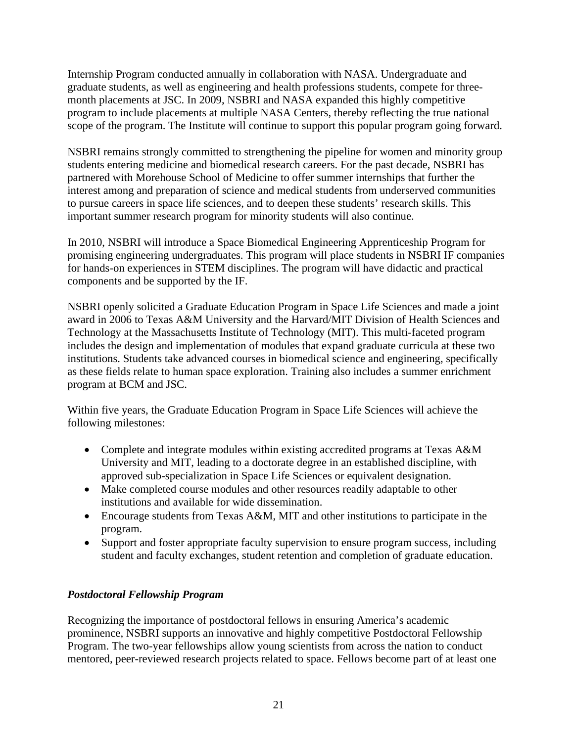Internship Program conducted annually in collaboration with NASA. Undergraduate and graduate students, as well as engineering and health professions students, compete for three-month placements at JSC. In 2009, NSBRI and NASA expanded this highly competitive program to include placements at multiple NASA Centers, thereby reflecting the true national scope of the program. The Institute will continue to support this popular program going forward.

NSBRI remains strongly committed to strengthening the pipeline for women and minority group students entering medicine and biomedical research careers. For the past decade, NSBRI has partnered with Morehouse School of Medicine to offer summer internships that further the interest among and preparation of science and medical students from underserved communities to pursue careers in space life sciences, and to deepen these students' research skills. This important summer research program for minority students will also continue.

In 2010, NSBRI will introduce a Space Biomedical Engineering Apprenticeship Program for promising engineering undergraduates. This program will place students in NSBRI IF companies for hands-on experiences in STEM disciplines. The program will have didactic and practical components and be supported by the IF.

NSBRI openly solicited a Graduate Education Program in Space Life Sciences and made a joint award in 2006 to Texas A&M University and the Harvard/MIT Division of Health Sciences and Technology at the Massachusetts Institute of Technology (MIT). This multi-faceted program includes the design and implementation of modules that expand graduate curricula at these two institutions. Students take advanced courses in biomedical science and engineering, specifically as these fields relate to human space exploration. Training also includes a summer enrichment program at BCM and JSC.

Within five years, the Graduate Education Program in Space Life Sciences will achieve the following milestones:

- Complete and integrate modules within existing accredited programs at Texas A&M University and MIT, leading to a doctorate degree in an established discipline, with approved sub-specialization in Space Life Sciences or equivalent designation.
- Make completed course modules and other resources readily adaptable to other institutions and available for wide dissemination.
- Encourage students from Texas A&M, MIT and other institutions to participate in the program.
- Support and foster appropriate faculty supervision to ensure program success, including student and faculty exchanges, student retention and completion of graduate education.

### *Postdoctoral Fellowship Program*

Recognizing the importance of postdoctoral fellows in ensuring America's academic prominence, NSBRI supports an innovative and highly competitive Postdoctoral Fellowship Program. The two-year fellowships allow young scientists from across the nation to conduct mentored, peer-reviewed research projects related to space. Fellows become part of at least one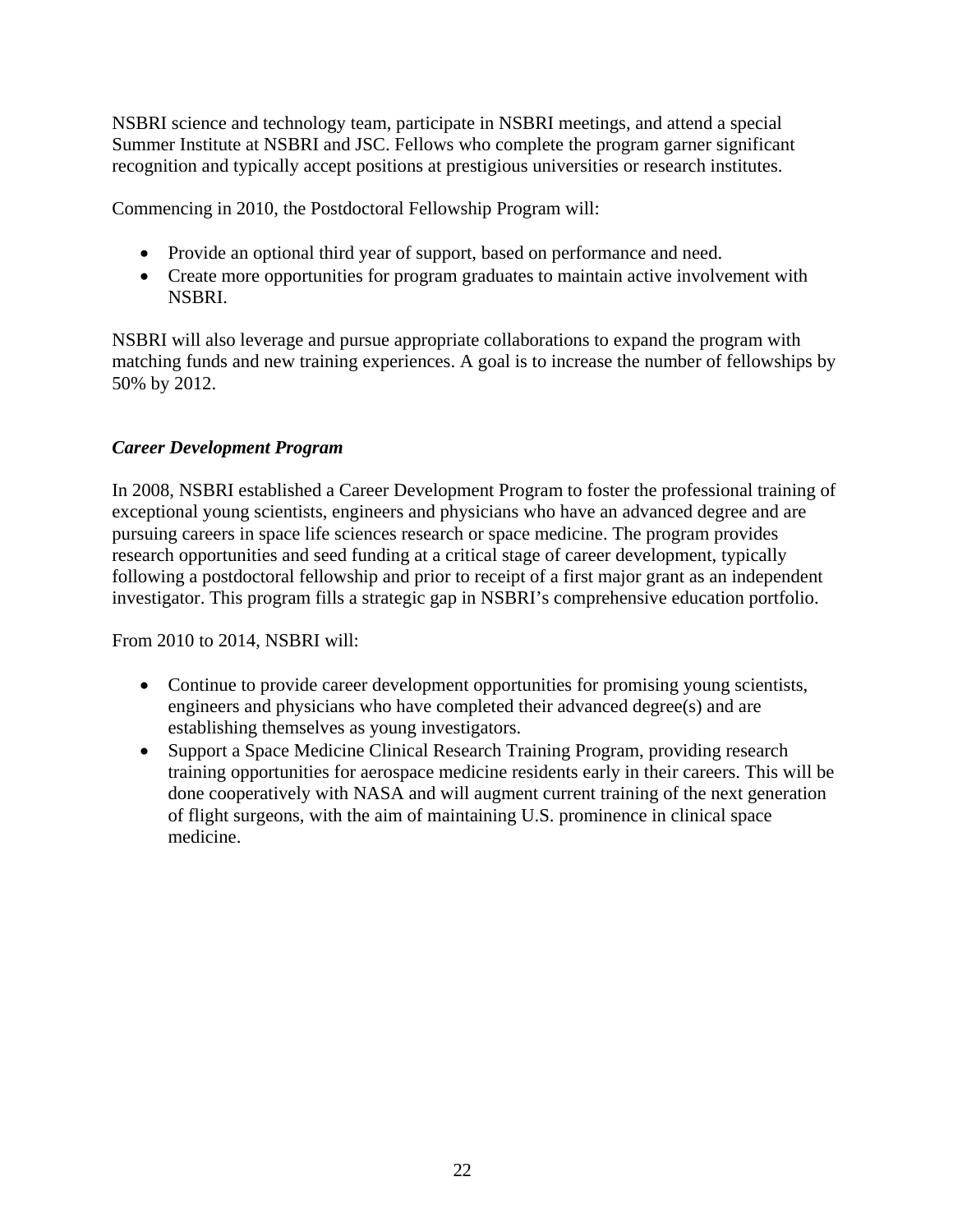NSBRI science and technology team, participate in NSBRI meetings, and attend a special Summer Institute at NSBRI and JSC. Fellows who complete the program garner significant recognition and typically accept positions at prestigious universities or research institutes.

Commencing in 2010, the Postdoctoral Fellowship Program will:

- Provide an optional third year of support, based on performance and need.
- Create more opportunities for program graduates to maintain active involvement with NSBRI.

NSBRI will also leverage and pursue appropriate collaborations to expand the program with matching funds and new training experiences. A goal is to increase the number of fellowships by 50% by 2012.

### *Career Development Program*

In 2008, NSBRI established a Career Development Program to foster the professional training of exceptional young scientists, engineers and physicians who have an advanced degree and are pursuing careers in space life sciences research or space medicine. The program provides research opportunities and seed funding at a critical stage of career development, typically following a postdoctoral fellowship and prior to receipt of a first major grant as an independent investigator. This program fills a strategic gap in NSBRI's comprehensive education portfolio.

From 2010 to 2014, NSBRI will:

- Continue to provide career development opportunities for promising young scientists, engineers and physicians who have completed their advanced degree(s) and are establishing themselves as young investigators.
- Support a Space Medicine Clinical Research Training Program, providing research training opportunities for aerospace medicine residents early in their careers. This will be done cooperatively with NASA and will augment current training of the next generation of flight surgeons, with the aim of maintaining U.S. prominence in clinical space medicine.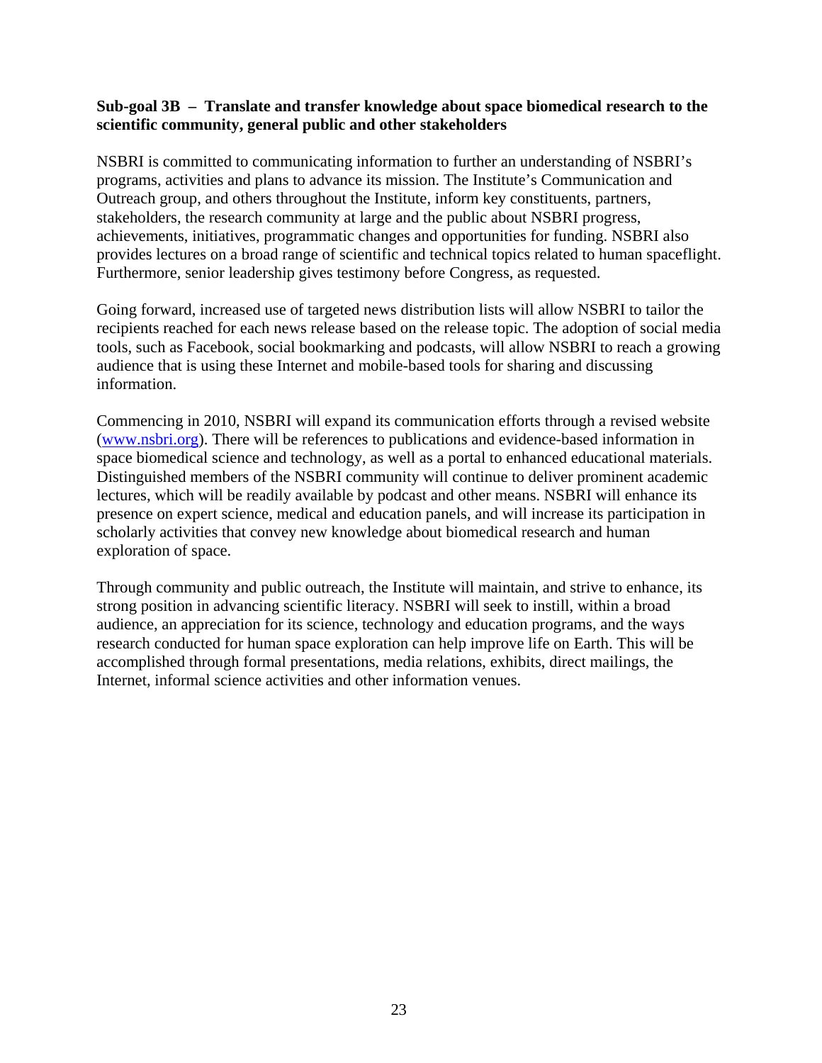**Sub-goal 3B – Translate and transfer knowledge about space biomedical research to the scientific community, general public and other stakeholders**

NSBRI is committed to communicating information to further an understanding of NSBRI's programs, activities and plans to advance its mission. The Institute's Communication and Outreach group, and others throughout the Institute, inform key constituents, partners, stakeholders, the research community at large and the public about NSBRI progress, achievements, initiatives, programmatic changes and opportunities for funding. NSBRI also provides lectures on a broad range of scientific and technical topics related to human spaceflight. Furthermore, senior leadership gives testimony before Congress, as requested.

Going forward, increased use of targeted news distribution lists will allow NSBRI to tailor the recipients reached for each news release based on the release topic. The adoption of social media tools, such as Facebook, social bookmarking and podcasts, will allow NSBRI to reach a growing audience that is using these Internet and mobile-based tools for sharing and discussing information.

Commencing in 2010, NSBRI will expand its communication efforts through a revised website (www.nsbri.org). There will be references to publications and evidence-based information in space biomedical science and technology, as well as a portal to enhanced educational materials. Distinguished members of the NSBRI community will continue to deliver prominent academic lectures, which will be readily available by podcast and other means. NSBRI will enhance its presence on expert science, medical and education panels, and will increase its participation in scholarly activities that convey new knowledge about biomedical research and human exploration of space.

Through community and public outreach, the Institute will maintain, and strive to enhance, its strong position in advancing scientific literacy. NSBRI will seek to instill, within a broad audience, an appreciation for its science, technology and education programs, and the ways research conducted for human space exploration can help improve life on Earth. This will be accomplished through formal presentations, media relations, exhibits, direct mailings, the Internet, informal science activities and other information venues.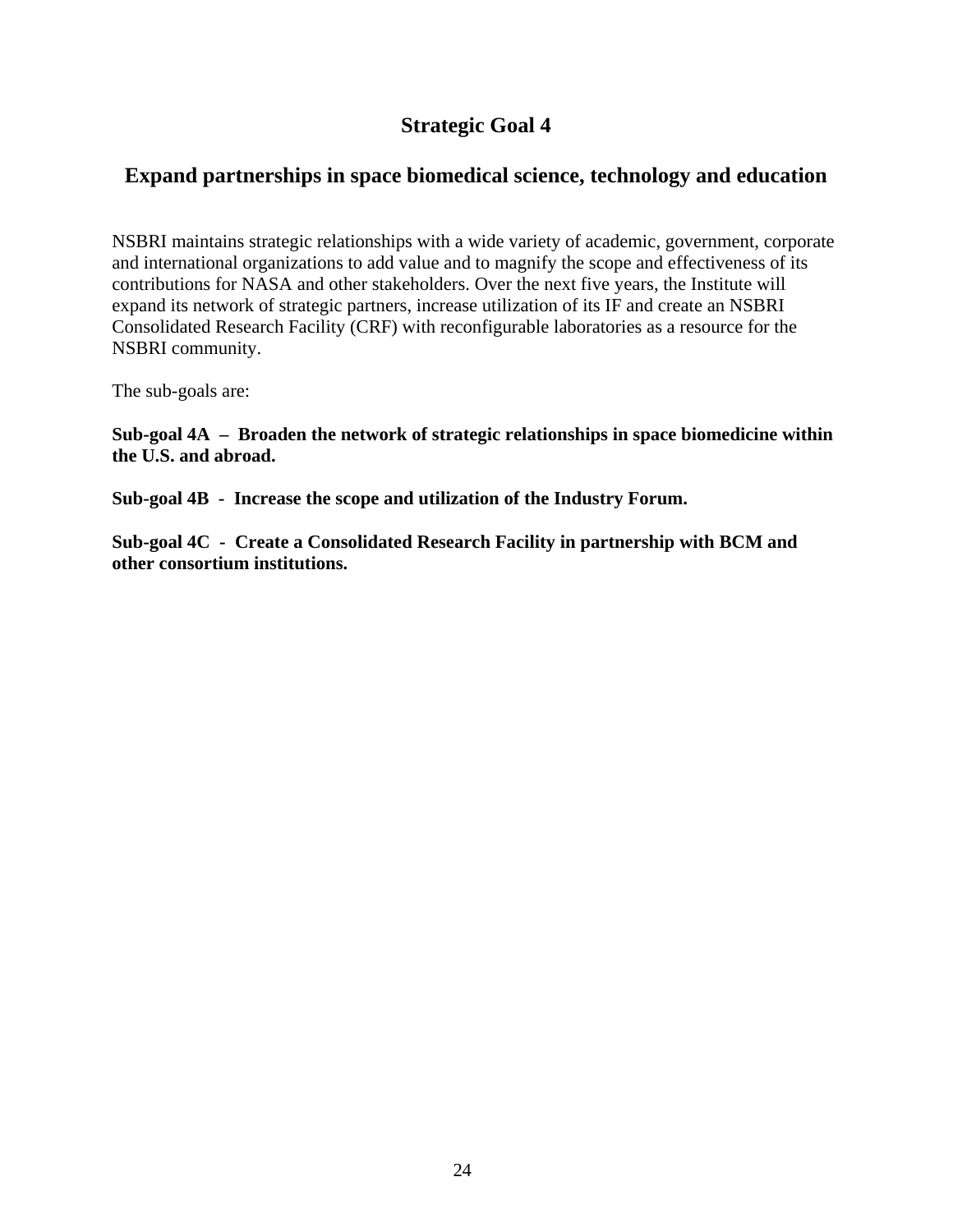# Strategic Goal 4

## Expand partnerships in space biomedical science, technology and education

NSBRI maintains strategic relationships with a wide variety of academic, government, corporate and international organizations to add value and to magnify the scope and effectiveness of its contributions for NASA and other stakeholders. Over the next five years, the Institute will expand its network of strategic partners, increase utilization of its IF and create an NSBRI Consolidated Research Facility (CRF) with reconfigurable laboratories as a resource for the NSBRI community.

The sub-goals are:

**Sub-goal 4A – Broaden the network of strategic relationships in space biomedicine within the U.S. and abroad.**

**Sub-goal 4B - Increase the scope and utilization of the Industry Forum.**

**Sub-goal 4C - Create a Consolidated Research Facility in partnership with BCM and other consortium institutions.**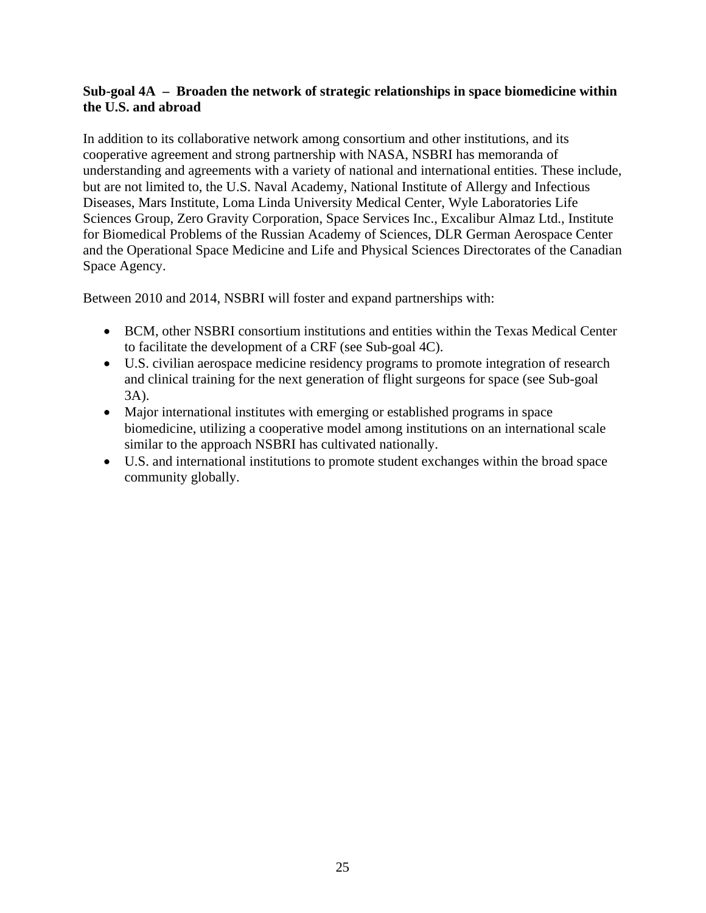**Sub-goal 4A – Broaden the network of strategic relationships in space biomedicine within the U.S. and abroad**

In addition to its collaborative network among consortium and other institutions, and its cooperative agreement and strong partnership with NASA, NSBRI has memoranda of understanding and agreements with a variety of national and international entities. These include, but are not limited to, the U.S. Naval Academy, National Institute of Allergy and Infectious Diseases, Mars Institute, Loma Linda University Medical Center, Wyle Laboratories Life Sciences Group, Zero Gravity Corporation, Space Services Inc., Excalibur Almaz Ltd., Institute for Biomedical Problems of the Russian Academy of Sciences, DLR German Aerospace Center and the Operational Space Medicine and Life and Physical Sciences Directorates of the Canadian Space Agency.

Between 2010 and 2014, NSBRI will foster and expand partnerships with:

- BCM, other NSBRI consortium institutions and entities within the Texas Medical Center to facilitate the development of a CRF (see Sub-goal 4C).
- U.S. civilian aerospace medicine residency programs to promote integration of research and clinical training for the next generation of flight surgeons for space (see Sub-goal 3A).
- Major international institutes with emerging or established programs in space biomedicine, utilizing a cooperative model among institutions on an international scale similar to the approach NSBRI has cultivated nationally.
- U.S. and international institutions to promote student exchanges within the broad space community globally.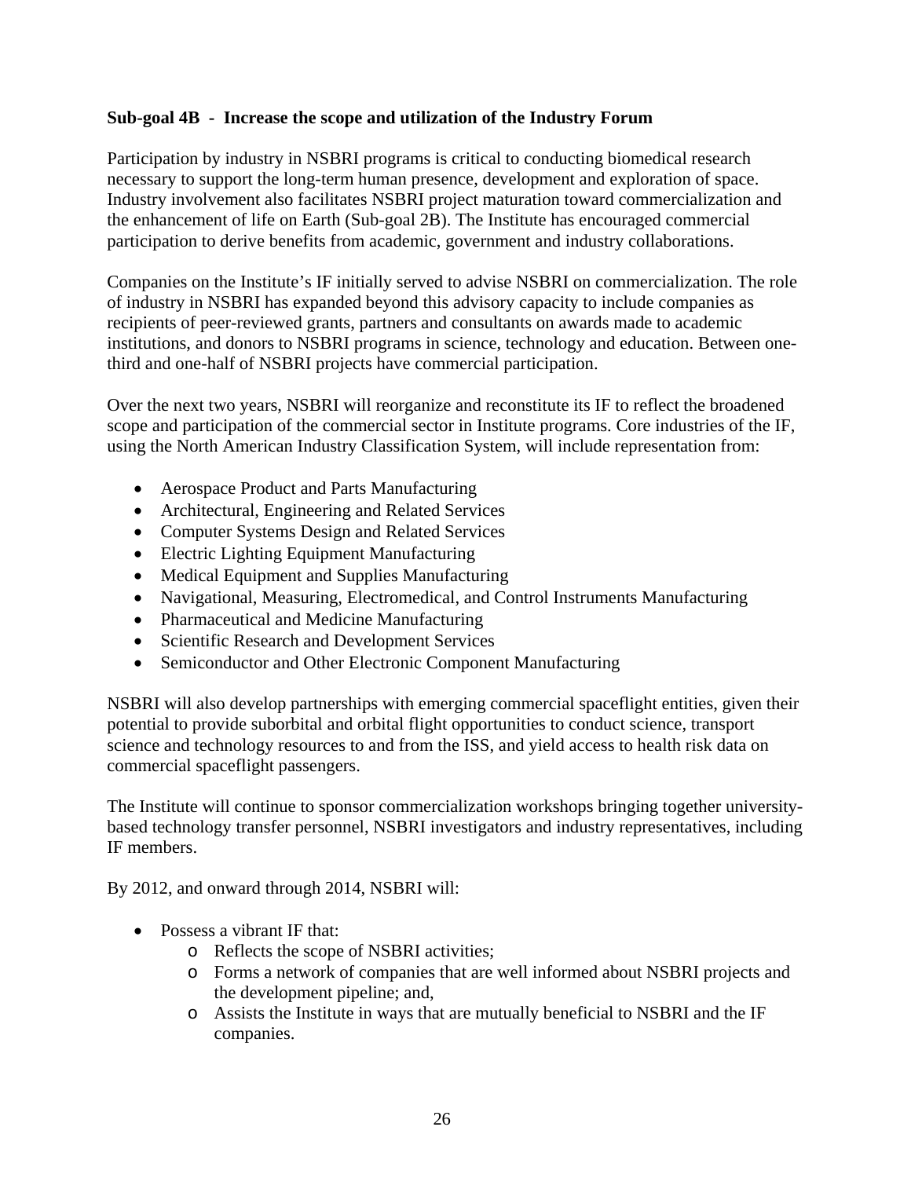**Sub-goal 4B - Increase the scope and utilization of the Industry Forum**

Participation by industry in NSBRI programs is critical to conducting biomedical research necessary to support the long-term human presence, development and exploration of space. Industry involvement also facilitates NSBRI project maturation toward commercialization and the enhancement of life on Earth (Sub-goal 2B). The Institute has encouraged commercial participation to derive benefits from academic, government and industry collaborations.

Companies on the Institute's IF initially served to advise NSBRI on commercialization. The role of industry in NSBRI has expanded beyond this advisory capacity to include companies as recipients of peer-reviewed grants, partners and consultants on awards made to academic institutions, and donors to NSBRI programs in science, technology and education. Between one-third and one-half of NSBRI projects have commercial participation.

Over the next two years, NSBRI will reorganize and reconstitute its IF to reflect the broadened scope and participation of the commercial sector in Institute programs. Core industries of the IF, using the North American Industry Classification System, will include representation from:

- Aerospace Product and Parts Manufacturing
- Architectural, Engineering and Related Services
- Computer Systems Design and Related Services
- Electric Lighting Equipment Manufacturing
- Medical Equipment and Supplies Manufacturing
- Navigational, Measuring, Electromedical, and Control Instruments Manufacturing
- Pharmaceutical and Medicine Manufacturing
- Scientific Research and Development Services
- Semiconductor and Other Electronic Component Manufacturing

NSBRI will also develop partnerships with emerging commercial spaceflight entities, given their potential to provide suborbital and orbital flight opportunities to conduct science, transport science and technology resources to and from the ISS, and yield access to health risk data on commercial spaceflight passengers.

The Institute will continue to sponsor commercialization workshops bringing together university-based technology transfer personnel, NSBRI investigators and industry representatives, including IF members.

By 2012, and onward through 2014, NSBRI will:

- Possess a vibrant IF that:
  - Reflects the scope of NSBRI activities;
  - Forms a network of companies that are well informed about NSBRI projects and the development pipeline; and,
  - Assists the Institute in ways that are mutually beneficial to NSBRI and the IF companies.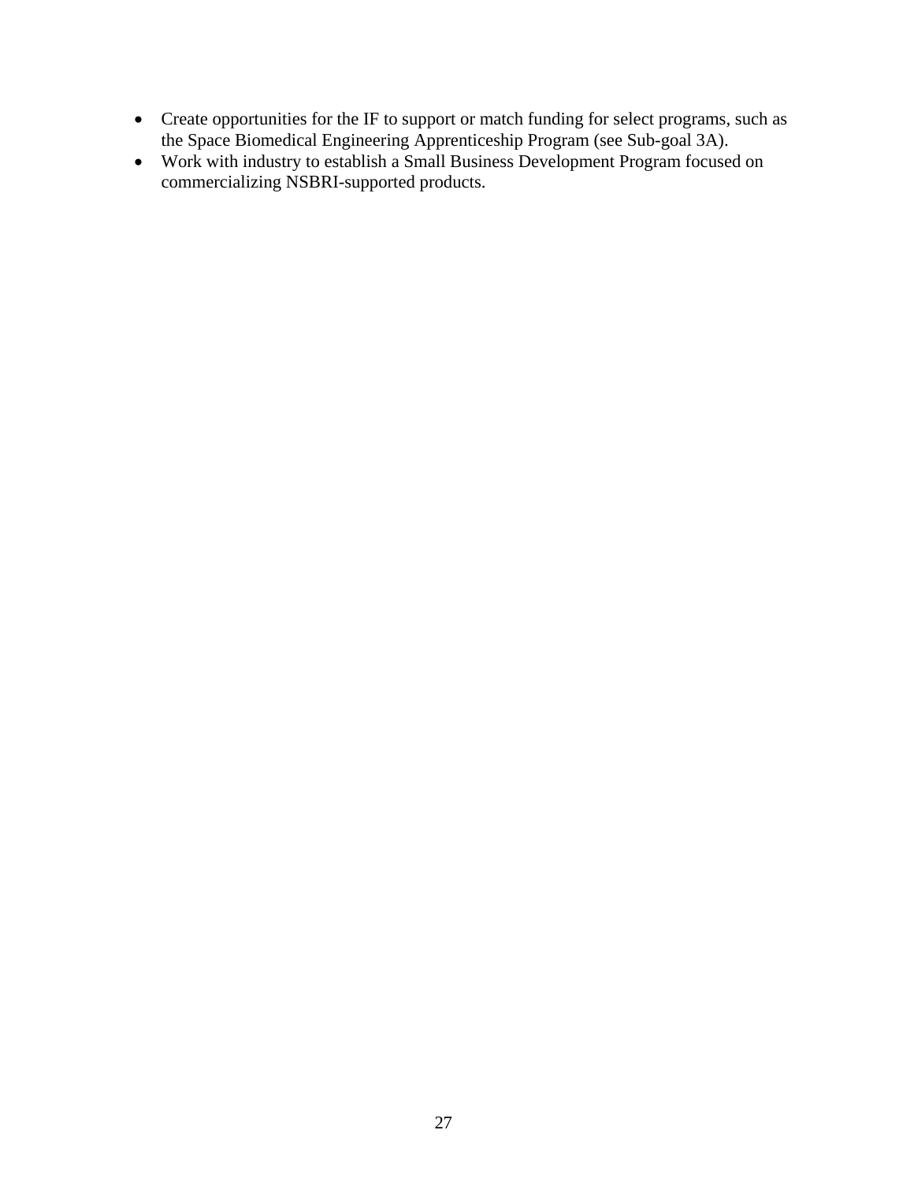- Create opportunities for the IF to support or match funding for select programs, such as the Space Biomedical Engineering Apprenticeship Program (see Sub-goal 3A).
- Work with industry to establish a Small Business Development Program focused on commercializing NSBRI-supported products.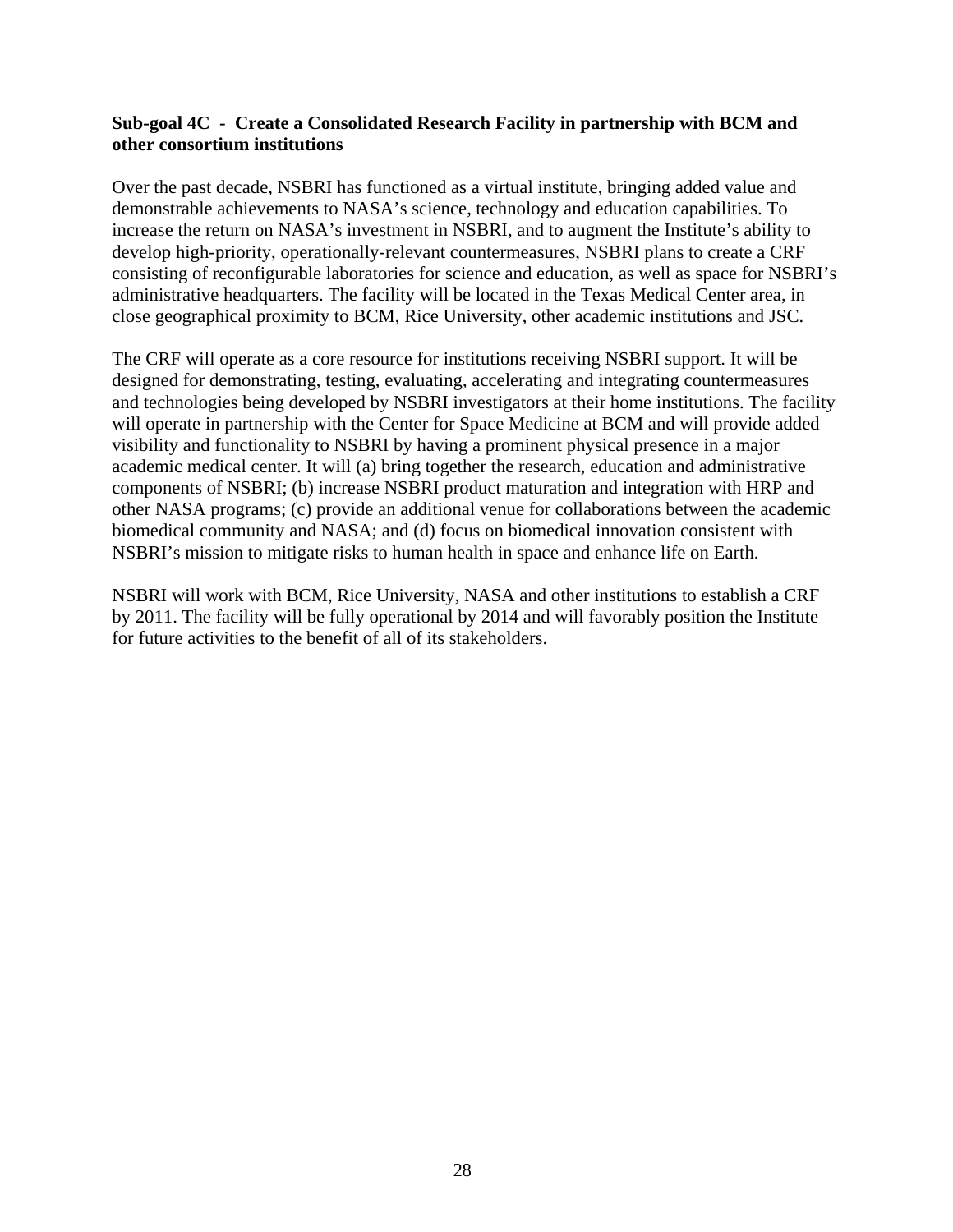**Sub-goal 4C - Create a Consolidated Research Facility in partnership with BCM and other consortium institutions**

Over the past decade, NSBRI has functioned as a virtual institute, bringing added value and demonstrable achievements to NASA's science, technology and education capabilities. To increase the return on NASA's investment in NSBRI, and to augment the Institute's ability to develop high-priority, operationally-relevant countermeasures, NSBRI plans to create a CRF consisting of reconfigurable laboratories for science and education, as well as space for NSBRI's administrative headquarters. The facility will be located in the Texas Medical Center area, in close geographical proximity to BCM, Rice University, other academic institutions and JSC.

The CRF will operate as a core resource for institutions receiving NSBRI support. It will be designed for demonstrating, testing, evaluating, accelerating and integrating countermeasures and technologies being developed by NSBRI investigators at their home institutions. The facility will operate in partnership with the Center for Space Medicine at BCM and will provide added visibility and functionality to NSBRI by having a prominent physical presence in a major academic medical center. It will (a) bring together the research, education and administrative components of NSBRI; (b) increase NSBRI product maturation and integration with HRP and other NASA programs; (c) provide an additional venue for collaborations between the academic biomedical community and NASA; and (d) focus on biomedical innovation consistent with NSBRI's mission to mitigate risks to human health in space and enhance life on Earth.

NSBRI will work with BCM, Rice University, NASA and other institutions to establish a CRF by 2011. The facility will be fully operational by 2014 and will favorably position the Institute for future activities to the benefit of all of its stakeholders.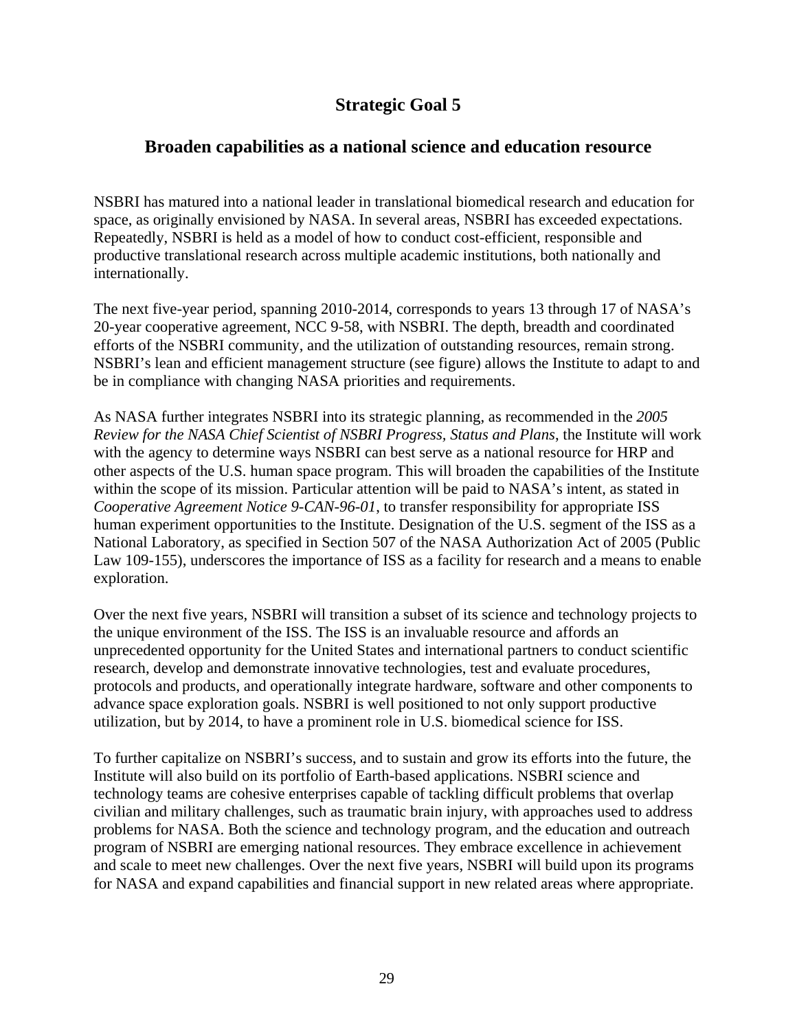# Strategic Goal 5

## Broaden capabilities as a national science and education resource

NSBRI has matured into a national leader in translational biomedical research and education for space, as originally envisioned by NASA. In several areas, NSBRI has exceeded expectations. Repeatedly, NSBRI is held as a model of how to conduct cost-efficient, responsible and productive translational research across multiple academic institutions, both nationally and internationally.

The next five-year period, spanning 2010-2014, corresponds to years 13 through 17 of NASA's 20-year cooperative agreement, NCC 9-58, with NSBRI. The depth, breadth and coordinated efforts of the NSBRI community, and the utilization of outstanding resources, remain strong. NSBRI's lean and efficient management structure (see figure) allows the Institute to adapt to and be in compliance with changing NASA priorities and requirements.

As NASA further integrates NSBRI into its strategic planning, as recommended in the *2005 Review for the NASA Chief Scientist of NSBRI Progress, Status and Plans*, the Institute will work with the agency to determine ways NSBRI can best serve as a national resource for HRP and other aspects of the U.S. human space program. This will broaden the capabilities of the Institute within the scope of its mission. Particular attention will be paid to NASA's intent, as stated in *Cooperative Agreement Notice 9-CAN-96-01*, to transfer responsibility for appropriate ISS human experiment opportunities to the Institute. Designation of the U.S. segment of the ISS as a National Laboratory, as specified in Section 507 of the NASA Authorization Act of 2005 (Public Law 109-155), underscores the importance of ISS as a facility for research and a means to enable exploration.

Over the next five years, NSBRI will transition a subset of its science and technology projects to the unique environment of the ISS. The ISS is an invaluable resource and affords an unprecedented opportunity for the United States and international partners to conduct scientific research, develop and demonstrate innovative technologies, test and evaluate procedures, protocols and products, and operationally integrate hardware, software and other components to advance space exploration goals. NSBRI is well positioned to not only support productive utilization, but by 2014, to have a prominent role in U.S. biomedical science for ISS.

To further capitalize on NSBRI's success, and to sustain and grow its efforts into the future, the Institute will also build on its portfolio of Earth-based applications. NSBRI science and technology teams are cohesive enterprises capable of tackling difficult problems that overlap civilian and military challenges, such as traumatic brain injury, with approaches used to address problems for NASA. Both the science and technology program, and the education and outreach program of NSBRI are emerging national resources. They embrace excellence in achievement and scale to meet new challenges. Over the next five years, NSBRI will build upon its programs for NASA and expand capabilities and financial support in new related areas where appropriate.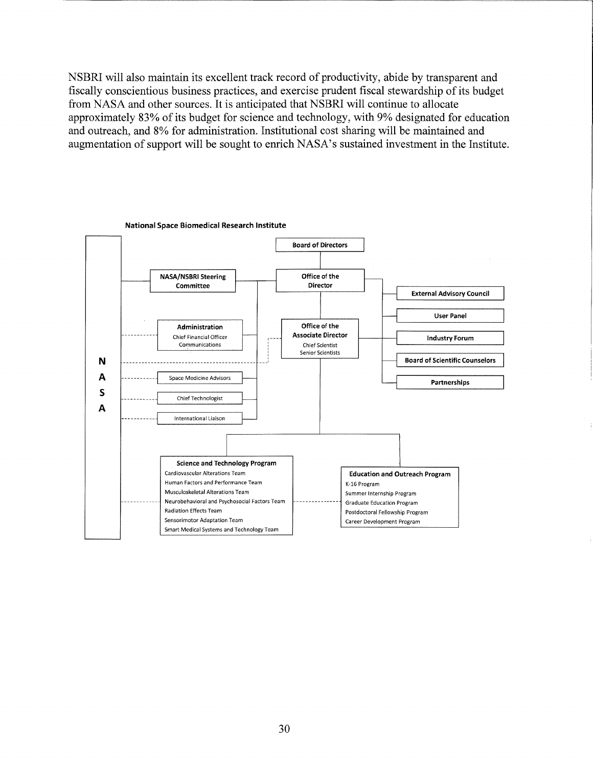NSBRI will also maintain its excellent track record of productivity, abide by transparent and fiscally conscientious business practices, and exercise prudent fiscal stewardship of its budget from NASA and other sources. It is anticipated that NSBRI will continue to allocate approximately 83% of its budget for science and technology, with 9% designated for education and outreach, and 8% for administration. Institutional cost sharing will be maintained and augmentation of support will be sought to enrich NASA's sustained investment in the Institute.

**National Space Biomedical Research Institute**

**NASA**

**Board of Directors**

**NASA/NSBRI Steering Committee**

**Office of the Director**

**External Advisory Council**

**User Panel**

**Administration**
Chief Financial Officer
Communications

**Office of the Associate Director**
Chief Scientist
Senior Scientists

**Industry Forum**

**Board of Scientific Counselors**

**Partnerships**

Space Medicine Advisors

Chief Technologist

International Liaison

**Science and Technology Program**
- Cardiovascular Alterations Team
- Human Factors and Performance Team
- Musculoskeletal Alterations Team
- Neurobehavioral and Psychosocial Factors Team
- Radiation Effects Team
- Sensorimotor Adaptation Team
- Smart Medical Systems and Technology Team

**Education and Outreach Program**
- K-16 Program
- Summer Internship Program
- Graduate Education Program
- Postdoctoral Fellowship Program
- Career Development Program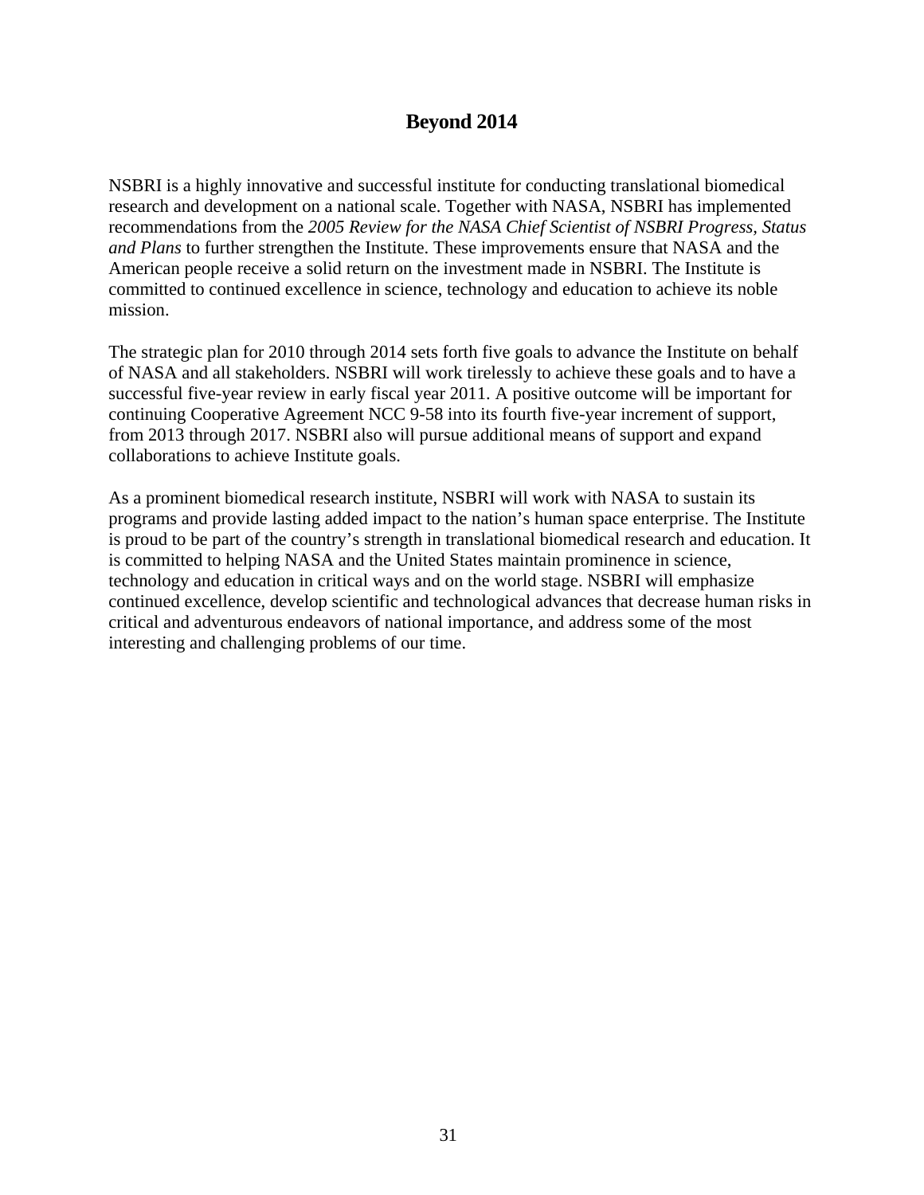## Beyond 2014

NSBRI is a highly innovative and successful institute for conducting translational biomedical research and development on a national scale. Together with NASA, NSBRI has implemented recommendations from the *2005 Review for the NASA Chief Scientist of NSBRI Progress, Status and Plans* to further strengthen the Institute. These improvements ensure that NASA and the American people receive a solid return on the investment made in NSBRI. The Institute is committed to continued excellence in science, technology and education to achieve its noble mission.

The strategic plan for 2010 through 2014 sets forth five goals to advance the Institute on behalf of NASA and all stakeholders. NSBRI will work tirelessly to achieve these goals and to have a successful five-year review in early fiscal year 2011. A positive outcome will be important for continuing Cooperative Agreement NCC 9-58 into its fourth five-year increment of support, from 2013 through 2017. NSBRI also will pursue additional means of support and expand collaborations to achieve Institute goals.

As a prominent biomedical research institute, NSBRI will work with NASA to sustain its programs and provide lasting added impact to the nation's human space enterprise. The Institute is proud to be part of the country's strength in translational biomedical research and education. It is committed to helping NASA and the United States maintain prominence in science, technology and education in critical ways and on the world stage. NSBRI will emphasize continued excellence, develop scientific and technological advances that decrease human risks in critical and adventurous endeavors of national importance, and address some of the most interesting and challenging problems of our time.